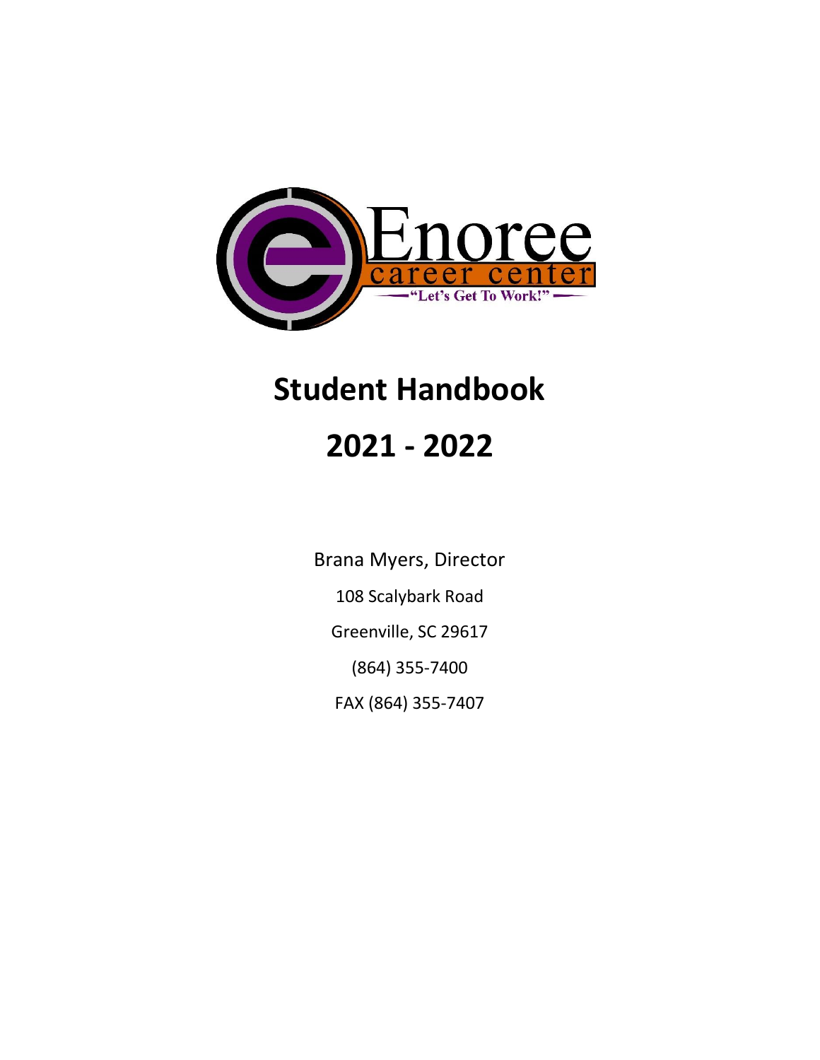Enoree career center

"Let's Get To Work!"

# Student Handbook

# 2021 - 2022

Brana Myers, Director

108 Scalybark Road

Greenville, SC 29617

(864) 355-7400

FAX (864) 355-7407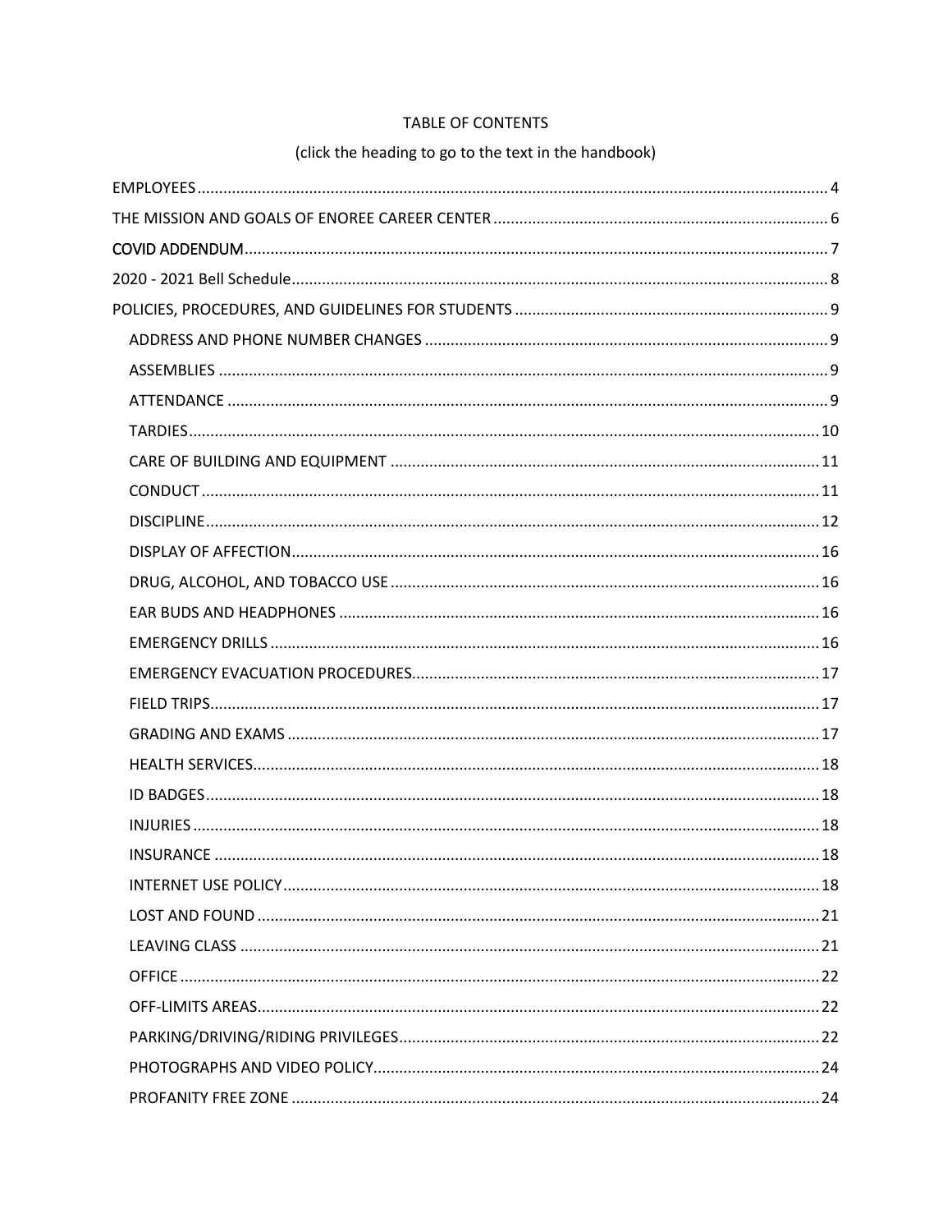TABLE OF CONTENTS

(click the heading to go to the text in the handbook)

EMPLOYEES ... 4

THE MISSION AND GOALS OF ENOREE CAREER CENTER ... 6

COVID ADDENDUM ... 7

2020 - 2021 Bell Schedule ... 8

POLICIES, PROCEDURES, AND GUIDELINES FOR STUDENTS ... 9

- ADDRESS AND PHONE NUMBER CHANGES ... 9
- ASSEMBLIES ... 9
- ATTENDANCE ... 9
- TARDIES ... 10
- CARE OF BUILDING AND EQUIPMENT ... 11
- CONDUCT ... 11
- DISCIPLINE ... 12
- DISPLAY OF AFFECTION ... 16
- DRUG, ALCOHOL, AND TOBACCO USE ... 16
- EAR BUDS AND HEADPHONES ... 16
- EMERGENCY DRILLS ... 16
- EMERGENCY EVACUATION PROCEDURES ... 17
- FIELD TRIPS ... 17
- GRADING AND EXAMS ... 17
- HEALTH SERVICES ... 18
- ID BADGES ... 18
- INJURIES ... 18
- INSURANCE ... 18
- INTERNET USE POLICY ... 18
- LOST AND FOUND ... 21
- LEAVING CLASS ... 21
- OFFICE ... 22
- OFF-LIMITS AREAS ... 22
- PARKING/DRIVING/RIDING PRIVILEGES ... 22
- PHOTOGRAPHS AND VIDEO POLICY ... 24
- PROFANITY FREE ZONE ... 24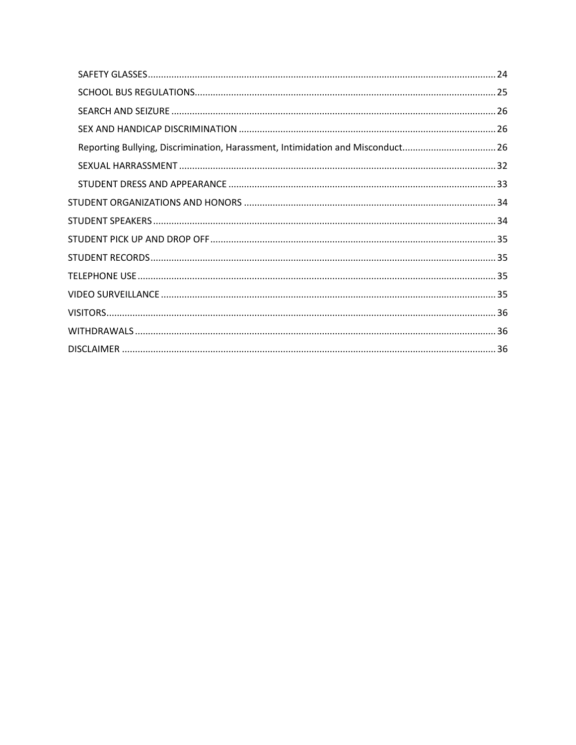- SAFETY GLASSES ........ 24
- SCHOOL BUS REGULATIONS ........ 25
- SEARCH AND SEIZURE ........ 26
- SEX AND HANDICAP DISCRIMINATION ........ 26
- Reporting Bullying, Discrimination, Harassment, Intimidation and Misconduct ........ 26
- SEXUAL HARRASSMENT ........ 32
- STUDENT DRESS AND APPEARANCE ........ 33

STUDENT ORGANIZATIONS AND HONORS ........ 34

STUDENT SPEAKERS ........ 34

STUDENT PICK UP AND DROP OFF ........ 35

STUDENT RECORDS ........ 35

TELEPHONE USE ........ 35

VIDEO SURVEILLANCE ........ 35

VISITORS ........ 36

WITHDRAWALS ........ 36

DISCLAIMER ........ 36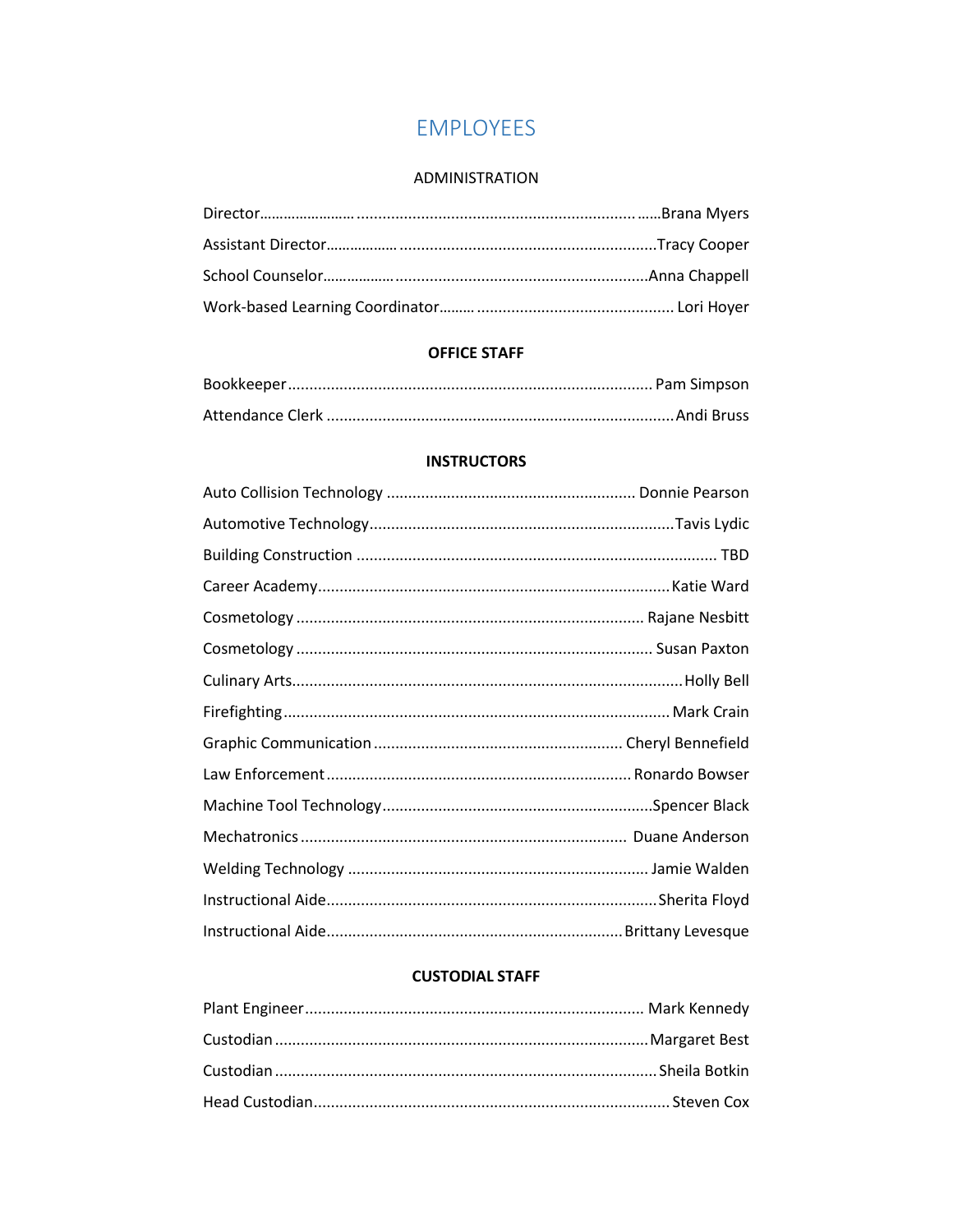# EMPLOYEES

## ADMINISTRATION

Director……………………..................................................................……Brana Myers

Assistant Director………………............................................................Tracy Cooper

School Counselor……………….........................................................Anna Chappell

Work-based Learning Coordinator……….............................................. Lori Hoyer

## OFFICE STAFF

Bookkeeper.................................................................................... Pam Simpson

Attendance Clerk ................................................................................Andi Bruss

## INSTRUCTORS

Auto Collision Technology ......................................................... Donnie Pearson

Automotive Technology......................................................................Tavis Lydic

Building Construction ................................................................................... TBD

Career Academy.................................................................................Katie Ward

Cosmetology ................................................................................ Rajane Nesbitt

Cosmetology .................................................................................. Susan Paxton

Culinary Arts.........................................................................................Holly Bell

Firefighting.........................................................................................Mark Crain

Graphic Communication ......................................................... Cheryl Bennefield

Law Enforcement...................................................................... Ronardo Bowser

Machine Tool Technology..............................................................Spencer Black

Mechatronics ........................................................................... Duane Anderson

Welding Technology ..................................................................... Jamie Walden

Instructional Aide............................................................................Sherita Floyd

Instructional Aide....................................................................Brittany Levesque

## CUSTODIAL STAFF

Plant Engineer.............................................................................. Mark Kennedy

Custodian ......................................................................................Margaret Best

Custodian .......................................................................................Sheila Botkin

Head Custodian.................................................................................. Steven Cox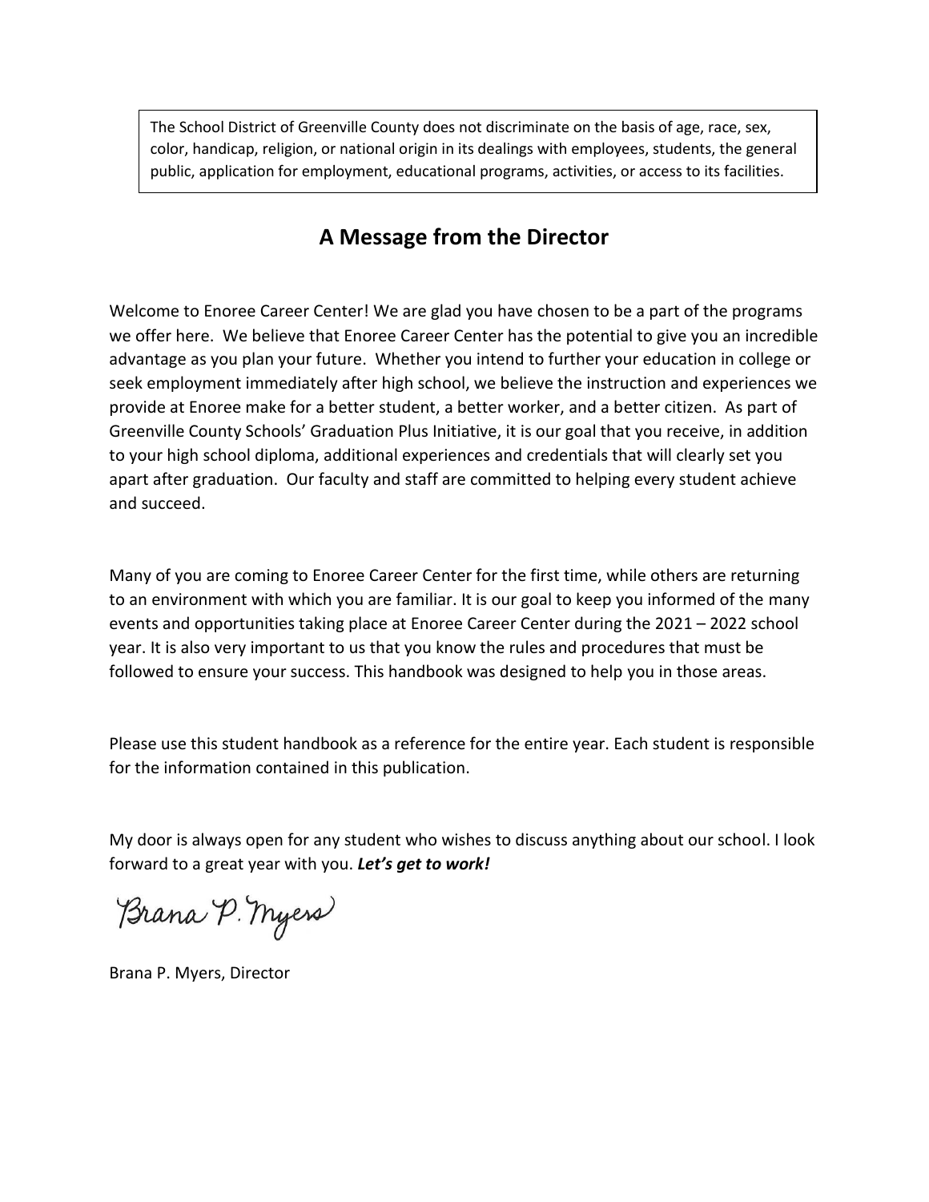The School District of Greenville County does not discriminate on the basis of age, race, sex, color, handicap, religion, or national origin in its dealings with employees, students, the general public, application for employment, educational programs, activities, or access to its facilities.

## A Message from the Director

Welcome to Enoree Career Center! We are glad you have chosen to be a part of the programs we offer here. We believe that Enoree Career Center has the potential to give you an incredible advantage as you plan your future. Whether you intend to further your education in college or seek employment immediately after high school, we believe the instruction and experiences we provide at Enoree make for a better student, a better worker, and a better citizen. As part of Greenville County Schools' Graduation Plus Initiative, it is our goal that you receive, in addition to your high school diploma, additional experiences and credentials that will clearly set you apart after graduation. Our faculty and staff are committed to helping every student achieve and succeed.

Many of you are coming to Enoree Career Center for the first time, while others are returning to an environment with which you are familiar. It is our goal to keep you informed of the many events and opportunities taking place at Enoree Career Center during the 2021 – 2022 school year. It is also very important to us that you know the rules and procedures that must be followed to ensure your success. This handbook was designed to help you in those areas.

Please use this student handbook as a reference for the entire year. Each student is responsible for the information contained in this publication.

My door is always open for any student who wishes to discuss anything about our school. I look forward to a great year with you. ***Let's get to work!***

*Brana P. Myers*

Brana P. Myers, Director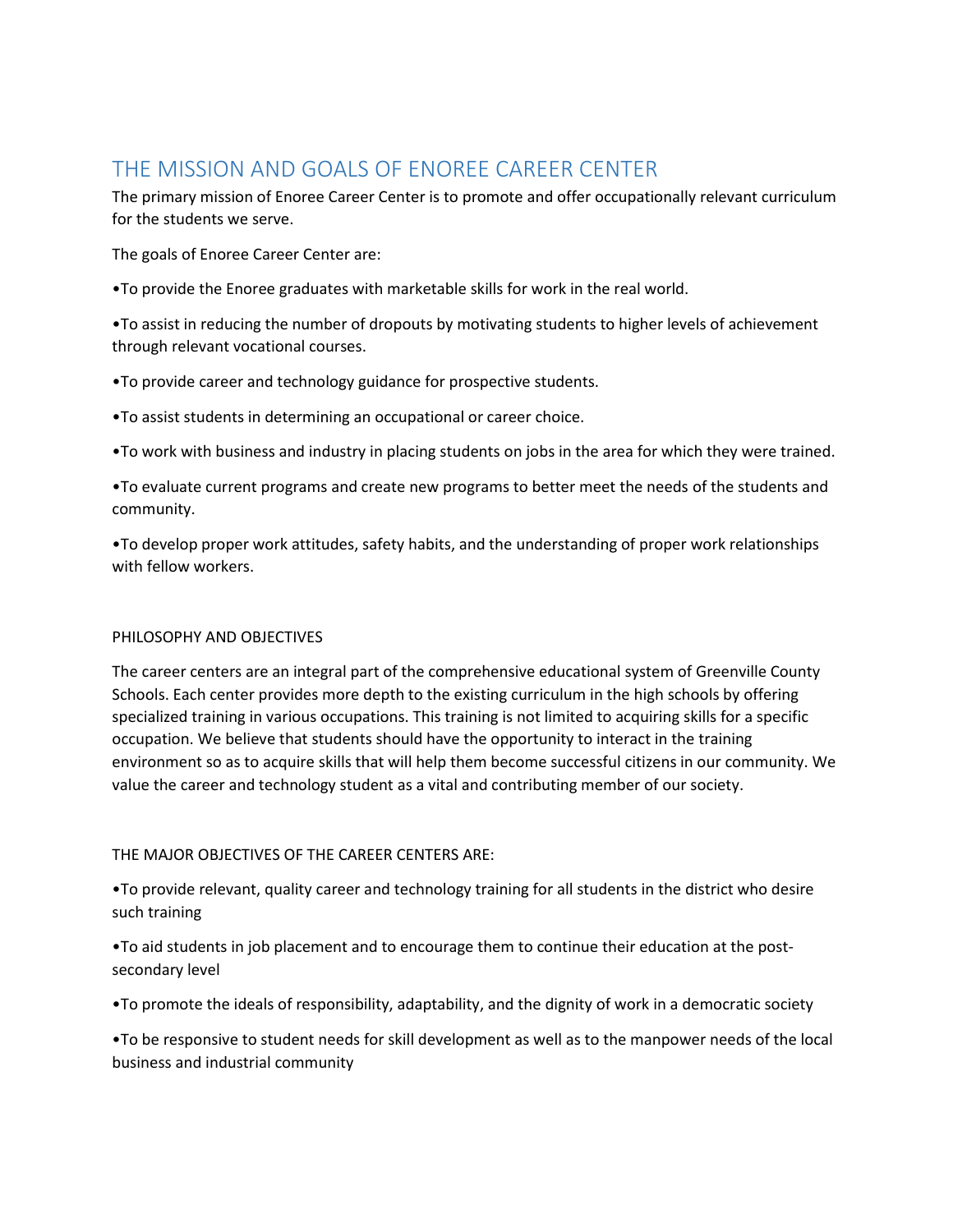# THE MISSION AND GOALS OF ENOREE CAREER CENTER

The primary mission of Enoree Career Center is to promote and offer occupationally relevant curriculum for the students we serve.

The goals of Enoree Career Center are:

•To provide the Enoree graduates with marketable skills for work in the real world.

•To assist in reducing the number of dropouts by motivating students to higher levels of achievement through relevant vocational courses.

•To provide career and technology guidance for prospective students.

•To assist students in determining an occupational or career choice.

•To work with business and industry in placing students on jobs in the area for which they were trained.

•To evaluate current programs and create new programs to better meet the needs of the students and community.

•To develop proper work attitudes, safety habits, and the understanding of proper work relationships with fellow workers.

## PHILOSOPHY AND OBJECTIVES

The career centers are an integral part of the comprehensive educational system of Greenville County Schools. Each center provides more depth to the existing curriculum in the high schools by offering specialized training in various occupations. This training is not limited to acquiring skills for a specific occupation. We believe that students should have the opportunity to interact in the training environment so as to acquire skills that will help them become successful citizens in our community. We value the career and technology student as a vital and contributing member of our society.

## THE MAJOR OBJECTIVES OF THE CAREER CENTERS ARE:

•To provide relevant, quality career and technology training for all students in the district who desire such training

•To aid students in job placement and to encourage them to continue their education at the post-secondary level

•To promote the ideals of responsibility, adaptability, and the dignity of work in a democratic society

•To be responsive to student needs for skill development as well as to the manpower needs of the local business and industrial community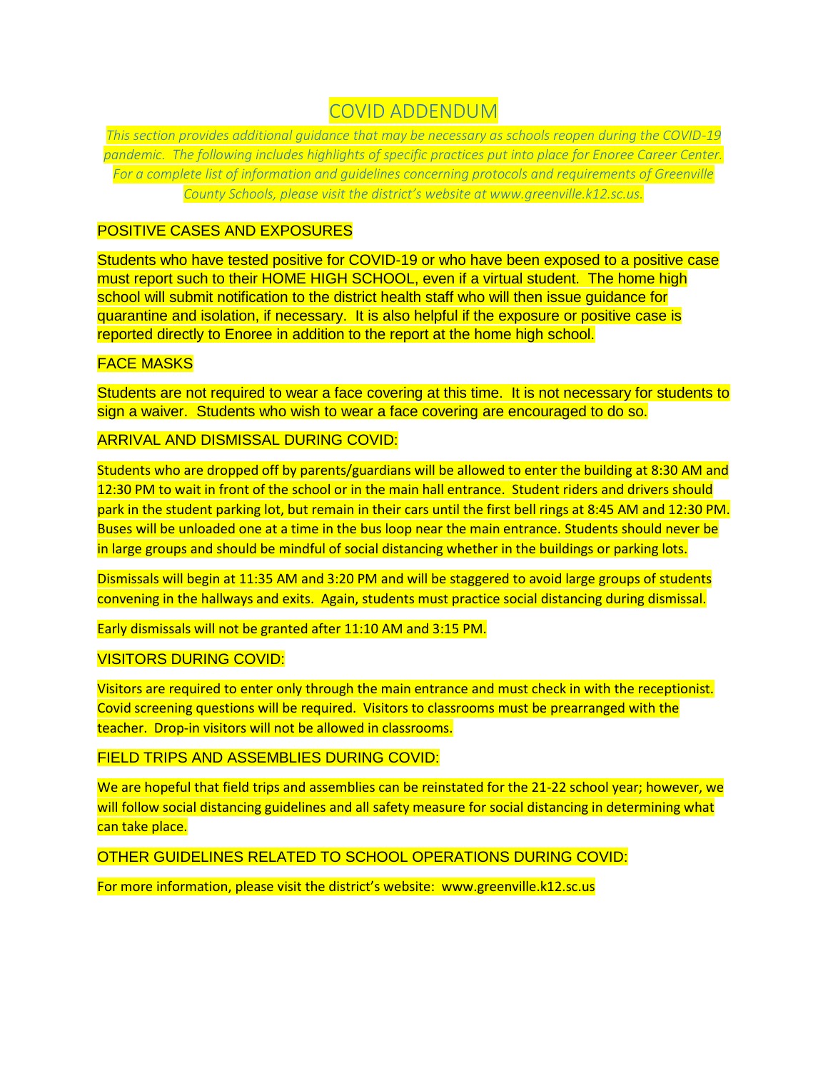# COVID ADDENDUM

*This section provides additional guidance that may be necessary as schools reopen during the COVID-19 pandemic. The following includes highlights of specific practices put into place for Enoree Career Center. For a complete list of information and guidelines concerning protocols and requirements of Greenville County Schools, please visit the district's website at www.greenville.k12.sc.us.*

## POSITIVE CASES AND EXPOSURES

Students who have tested positive for COVID-19 or who have been exposed to a positive case must report such to their HOME HIGH SCHOOL, even if a virtual student. The home high school will submit notification to the district health staff who will then issue guidance for quarantine and isolation, if necessary. It is also helpful if the exposure or positive case is reported directly to Enoree in addition to the report at the home high school.

## FACE MASKS

Students are not required to wear a face covering at this time. It is not necessary for students to sign a waiver. Students who wish to wear a face covering are encouraged to do so.

## ARRIVAL AND DISMISSAL DURING COVID:

Students who are dropped off by parents/guardians will be allowed to enter the building at 8:30 AM and 12:30 PM to wait in front of the school or in the main hall entrance. Student riders and drivers should park in the student parking lot, but remain in their cars until the first bell rings at 8:45 AM and 12:30 PM. Buses will be unloaded one at a time in the bus loop near the main entrance. Students should never be in large groups and should be mindful of social distancing whether in the buildings or parking lots.

Dismissals will begin at 11:35 AM and 3:20 PM and will be staggered to avoid large groups of students convening in the hallways and exits. Again, students must practice social distancing during dismissal.

Early dismissals will not be granted after 11:10 AM and 3:15 PM.

## VISITORS DURING COVID:

Visitors are required to enter only through the main entrance and must check in with the receptionist. Covid screening questions will be required. Visitors to classrooms must be prearranged with the teacher. Drop-in visitors will not be allowed in classrooms.

## FIELD TRIPS AND ASSEMBLIES DURING COVID:

We are hopeful that field trips and assemblies can be reinstated for the 21-22 school year; however, we will follow social distancing guidelines and all safety measure for social distancing in determining what can take place.

## OTHER GUIDELINES RELATED TO SCHOOL OPERATIONS DURING COVID:

For more information, please visit the district's website: www.greenville.k12.sc.us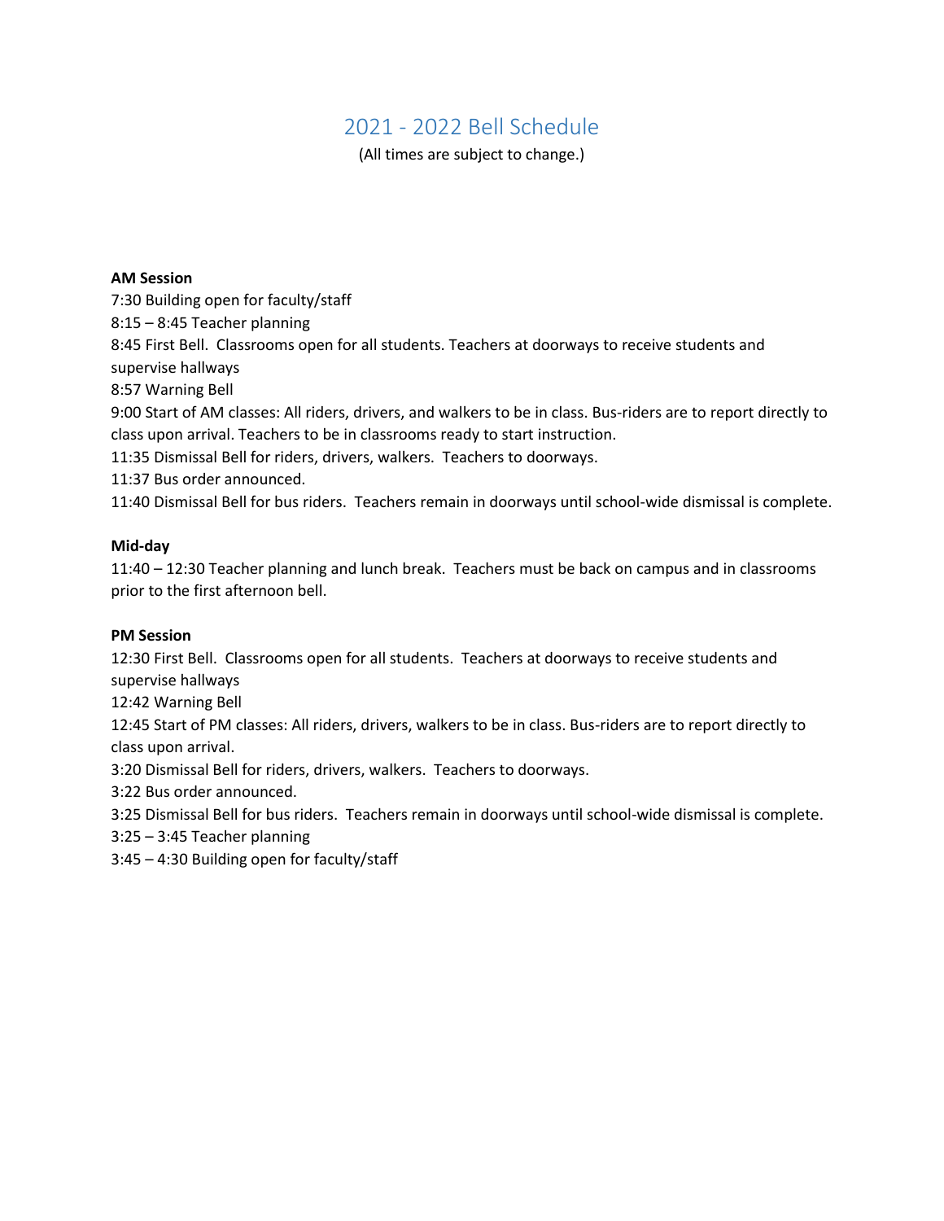# 2021 - 2022 Bell Schedule

(All times are subject to change.)

**AM Session**

7:30 Building open for faculty/staff

8:15 – 8:45 Teacher planning

8:45 First Bell. Classrooms open for all students. Teachers at doorways to receive students and supervise hallways

8:57 Warning Bell

9:00 Start of AM classes: All riders, drivers, and walkers to be in class. Bus-riders are to report directly to class upon arrival. Teachers to be in classrooms ready to start instruction.

11:35 Dismissal Bell for riders, drivers, walkers. Teachers to doorways.

11:37 Bus order announced.

11:40 Dismissal Bell for bus riders. Teachers remain in doorways until school-wide dismissal is complete.

**Mid-day**

11:40 – 12:30 Teacher planning and lunch break. Teachers must be back on campus and in classrooms prior to the first afternoon bell.

**PM Session**

12:30 First Bell. Classrooms open for all students. Teachers at doorways to receive students and supervise hallways

12:42 Warning Bell

12:45 Start of PM classes: All riders, drivers, walkers to be in class. Bus-riders are to report directly to class upon arrival.

3:20 Dismissal Bell for riders, drivers, walkers. Teachers to doorways.

3:22 Bus order announced.

3:25 Dismissal Bell for bus riders. Teachers remain in doorways until school-wide dismissal is complete.

3:25 – 3:45 Teacher planning

3:45 – 4:30 Building open for faculty/staff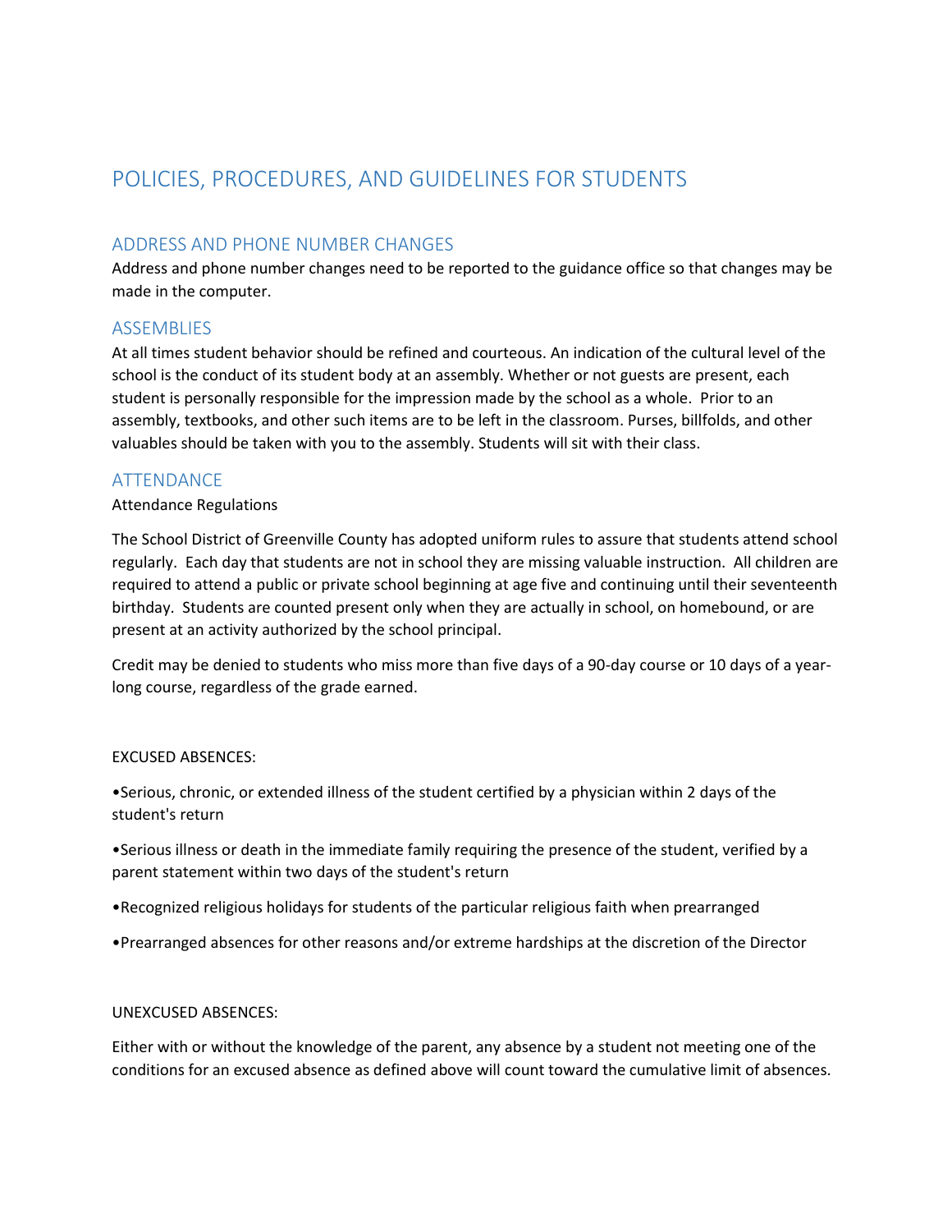# POLICIES, PROCEDURES, AND GUIDELINES FOR STUDENTS

## ADDRESS AND PHONE NUMBER CHANGES

Address and phone number changes need to be reported to the guidance office so that changes may be made in the computer.

## ASSEMBLIES

At all times student behavior should be refined and courteous. An indication of the cultural level of the school is the conduct of its student body at an assembly. Whether or not guests are present, each student is personally responsible for the impression made by the school as a whole. Prior to an assembly, textbooks, and other such items are to be left in the classroom. Purses, billfolds, and other valuables should be taken with you to the assembly. Students will sit with their class.

## ATTENDANCE

Attendance Regulations

The School District of Greenville County has adopted uniform rules to assure that students attend school regularly. Each day that students are not in school they are missing valuable instruction. All children are required to attend a public or private school beginning at age five and continuing until their seventeenth birthday. Students are counted present only when they are actually in school, on homebound, or are present at an activity authorized by the school principal.

Credit may be denied to students who miss more than five days of a 90-day course or 10 days of a year-long course, regardless of the grade earned.

EXCUSED ABSENCES:

- Serious, chronic, or extended illness of the student certified by a physician within 2 days of the student's return
- Serious illness or death in the immediate family requiring the presence of the student, verified by a parent statement within two days of the student's return
- Recognized religious holidays for students of the particular religious faith when prearranged
- Prearranged absences for other reasons and/or extreme hardships at the discretion of the Director

UNEXCUSED ABSENCES:

Either with or without the knowledge of the parent, any absence by a student not meeting one of the conditions for an excused absence as defined above will count toward the cumulative limit of absences.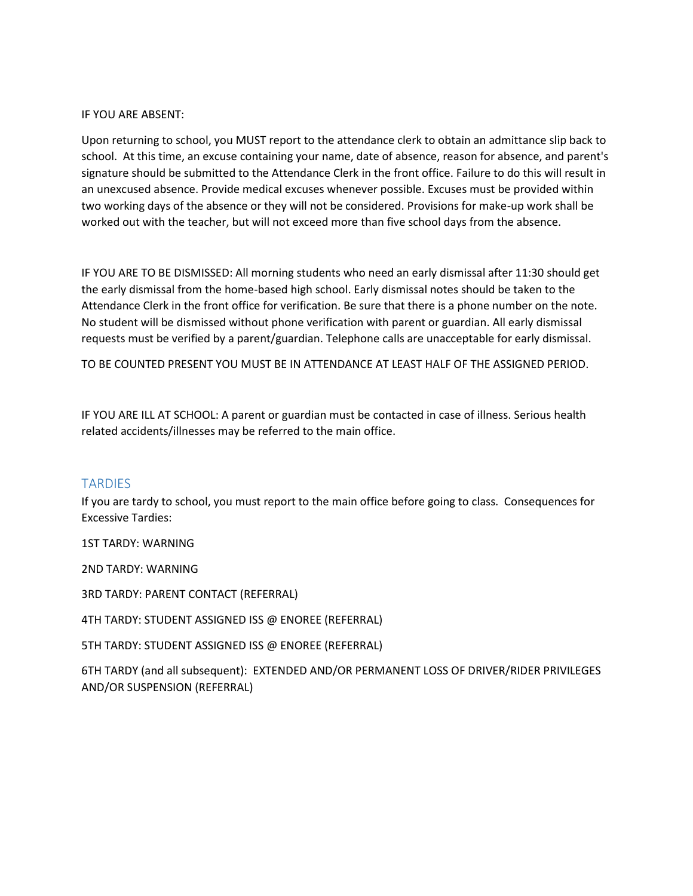IF YOU ARE ABSENT:

Upon returning to school, you MUST report to the attendance clerk to obtain an admittance slip back to school. At this time, an excuse containing your name, date of absence, reason for absence, and parent's signature should be submitted to the Attendance Clerk in the front office. Failure to do this will result in an unexcused absence. Provide medical excuses whenever possible. Excuses must be provided within two working days of the absence or they will not be considered. Provisions for make-up work shall be worked out with the teacher, but will not exceed more than five school days from the absence.

IF YOU ARE TO BE DISMISSED: All morning students who need an early dismissal after 11:30 should get the early dismissal from the home-based high school. Early dismissal notes should be taken to the Attendance Clerk in the front office for verification. Be sure that there is a phone number on the note. No student will be dismissed without phone verification with parent or guardian. All early dismissal requests must be verified by a parent/guardian. Telephone calls are unacceptable for early dismissal.

TO BE COUNTED PRESENT YOU MUST BE IN ATTENDANCE AT LEAST HALF OF THE ASSIGNED PERIOD.

IF YOU ARE ILL AT SCHOOL: A parent or guardian must be contacted in case of illness. Serious health related accidents/illnesses may be referred to the main office.

## TARDIES

If you are tardy to school, you must report to the main office before going to class. Consequences for Excessive Tardies:

1ST TARDY: WARNING

2ND TARDY: WARNING

3RD TARDY: PARENT CONTACT (REFERRAL)

4TH TARDY: STUDENT ASSIGNED ISS @ ENOREE (REFERRAL)

5TH TARDY: STUDENT ASSIGNED ISS @ ENOREE (REFERRAL)

6TH TARDY (and all subsequent): EXTENDED AND/OR PERMANENT LOSS OF DRIVER/RIDER PRIVILEGES AND/OR SUSPENSION (REFERRAL)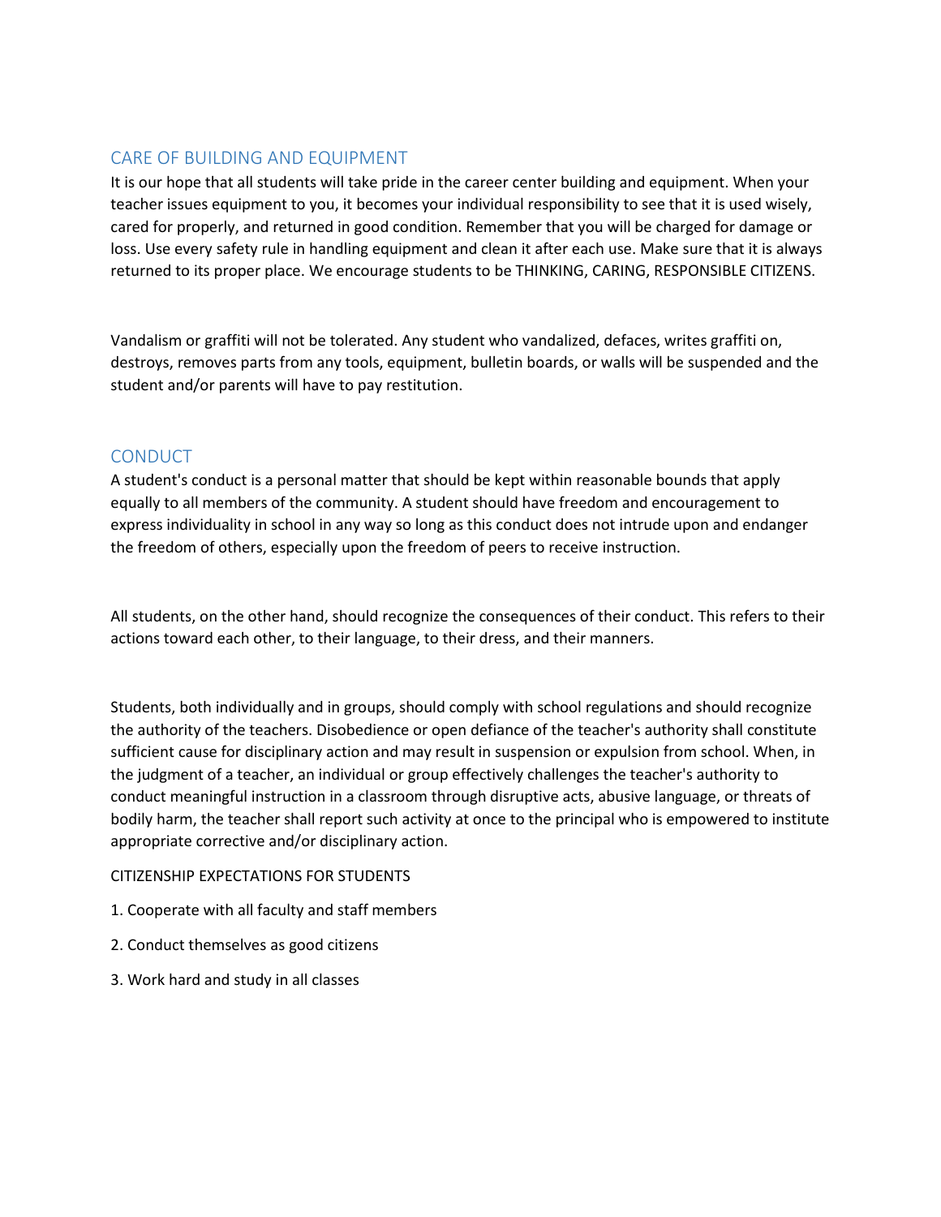## CARE OF BUILDING AND EQUIPMENT

It is our hope that all students will take pride in the career center building and equipment. When your teacher issues equipment to you, it becomes your individual responsibility to see that it is used wisely, cared for properly, and returned in good condition. Remember that you will be charged for damage or loss. Use every safety rule in handling equipment and clean it after each use. Make sure that it is always returned to its proper place. We encourage students to be THINKING, CARING, RESPONSIBLE CITIZENS.

Vandalism or graffiti will not be tolerated. Any student who vandalized, defaces, writes graffiti on, destroys, removes parts from any tools, equipment, bulletin boards, or walls will be suspended and the student and/or parents will have to pay restitution.

## CONDUCT

A student's conduct is a personal matter that should be kept within reasonable bounds that apply equally to all members of the community. A student should have freedom and encouragement to express individuality in school in any way so long as this conduct does not intrude upon and endanger the freedom of others, especially upon the freedom of peers to receive instruction.

All students, on the other hand, should recognize the consequences of their conduct. This refers to their actions toward each other, to their language, to their dress, and their manners.

Students, both individually and in groups, should comply with school regulations and should recognize the authority of the teachers. Disobedience or open defiance of the teacher's authority shall constitute sufficient cause for disciplinary action and may result in suspension or expulsion from school. When, in the judgment of a teacher, an individual or group effectively challenges the teacher's authority to conduct meaningful instruction in a classroom through disruptive acts, abusive language, or threats of bodily harm, the teacher shall report such activity at once to the principal who is empowered to institute appropriate corrective and/or disciplinary action.

CITIZENSHIP EXPECTATIONS FOR STUDENTS

1. Cooperate with all faculty and staff members
2. Conduct themselves as good citizens
3. Work hard and study in all classes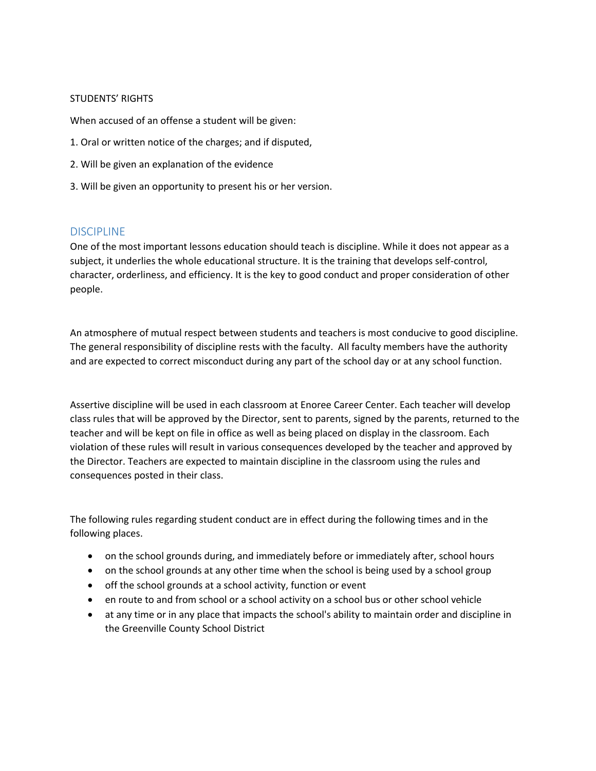STUDENTS' RIGHTS

When accused of an offense a student will be given:

1. Oral or written notice of the charges; and if disputed,
2. Will be given an explanation of the evidence
3. Will be given an opportunity to present his or her version.

## DISCIPLINE

One of the most important lessons education should teach is discipline. While it does not appear as a subject, it underlies the whole educational structure. It is the training that develops self-control, character, orderliness, and efficiency. It is the key to good conduct and proper consideration of other people.

An atmosphere of mutual respect between students and teachers is most conducive to good discipline. The general responsibility of discipline rests with the faculty. All faculty members have the authority and are expected to correct misconduct during any part of the school day or at any school function.

Assertive discipline will be used in each classroom at Enoree Career Center. Each teacher will develop class rules that will be approved by the Director, sent to parents, signed by the parents, returned to the teacher and will be kept on file in office as well as being placed on display in the classroom. Each violation of these rules will result in various consequences developed by the teacher and approved by the Director. Teachers are expected to maintain discipline in the classroom using the rules and consequences posted in their class.

The following rules regarding student conduct are in effect during the following times and in the following places.

- on the school grounds during, and immediately before or immediately after, school hours
- on the school grounds at any other time when the school is being used by a school group
- off the school grounds at a school activity, function or event
- en route to and from school or a school activity on a school bus or other school vehicle
- at any time or in any place that impacts the school's ability to maintain order and discipline in the Greenville County School District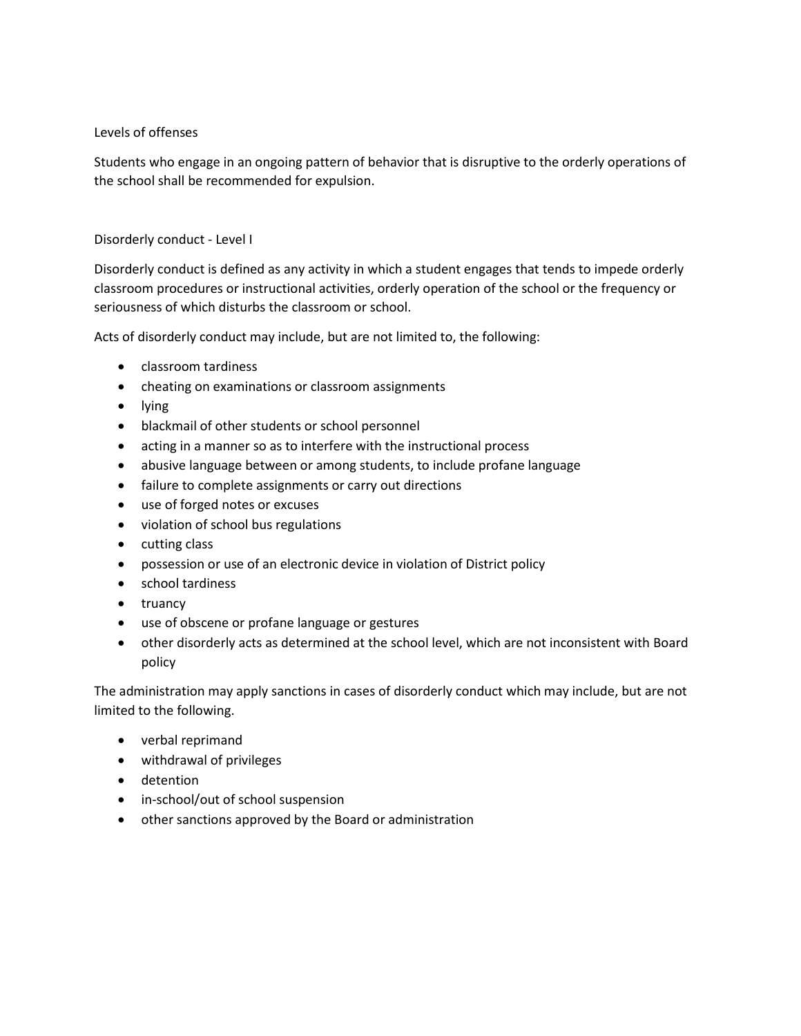## Levels of offenses

Students who engage in an ongoing pattern of behavior that is disruptive to the orderly operations of the school shall be recommended for expulsion.

### Disorderly conduct - Level I

Disorderly conduct is defined as any activity in which a student engages that tends to impede orderly classroom procedures or instructional activities, orderly operation of the school or the frequency or seriousness of which disturbs the classroom or school.

Acts of disorderly conduct may include, but are not limited to, the following:

- classroom tardiness
- cheating on examinations or classroom assignments
- lying
- blackmail of other students or school personnel
- acting in a manner so as to interfere with the instructional process
- abusive language between or among students, to include profane language
- failure to complete assignments or carry out directions
- use of forged notes or excuses
- violation of school bus regulations
- cutting class
- possession or use of an electronic device in violation of District policy
- school tardiness
- truancy
- use of obscene or profane language or gestures
- other disorderly acts as determined at the school level, which are not inconsistent with Board policy

The administration may apply sanctions in cases of disorderly conduct which may include, but are not limited to the following.

- verbal reprimand
- withdrawal of privileges
- detention
- in-school/out of school suspension
- other sanctions approved by the Board or administration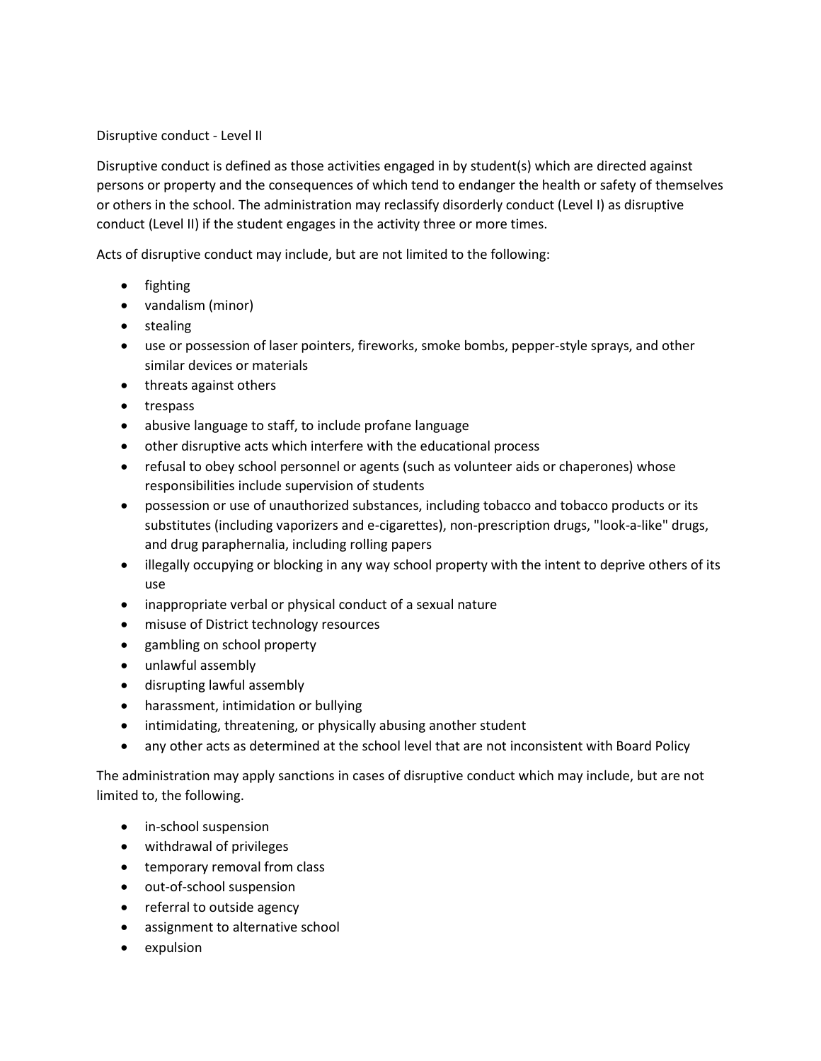## Disruptive conduct - Level II

Disruptive conduct is defined as those activities engaged in by student(s) which are directed against persons or property and the consequences of which tend to endanger the health or safety of themselves or others in the school. The administration may reclassify disorderly conduct (Level I) as disruptive conduct (Level II) if the student engages in the activity three or more times.

Acts of disruptive conduct may include, but are not limited to the following:

- fighting
- vandalism (minor)
- stealing
- use or possession of laser pointers, fireworks, smoke bombs, pepper-style sprays, and other similar devices or materials
- threats against others
- trespass
- abusive language to staff, to include profane language
- other disruptive acts which interfere with the educational process
- refusal to obey school personnel or agents (such as volunteer aids or chaperones) whose responsibilities include supervision of students
- possession or use of unauthorized substances, including tobacco and tobacco products or its substitutes (including vaporizers and e-cigarettes), non-prescription drugs, "look-a-like" drugs, and drug paraphernalia, including rolling papers
- illegally occupying or blocking in any way school property with the intent to deprive others of its use
- inappropriate verbal or physical conduct of a sexual nature
- misuse of District technology resources
- gambling on school property
- unlawful assembly
- disrupting lawful assembly
- harassment, intimidation or bullying
- intimidating, threatening, or physically abusing another student
- any other acts as determined at the school level that are not inconsistent with Board Policy

The administration may apply sanctions in cases of disruptive conduct which may include, but are not limited to, the following.

- in-school suspension
- withdrawal of privileges
- temporary removal from class
- out-of-school suspension
- referral to outside agency
- assignment to alternative school
- expulsion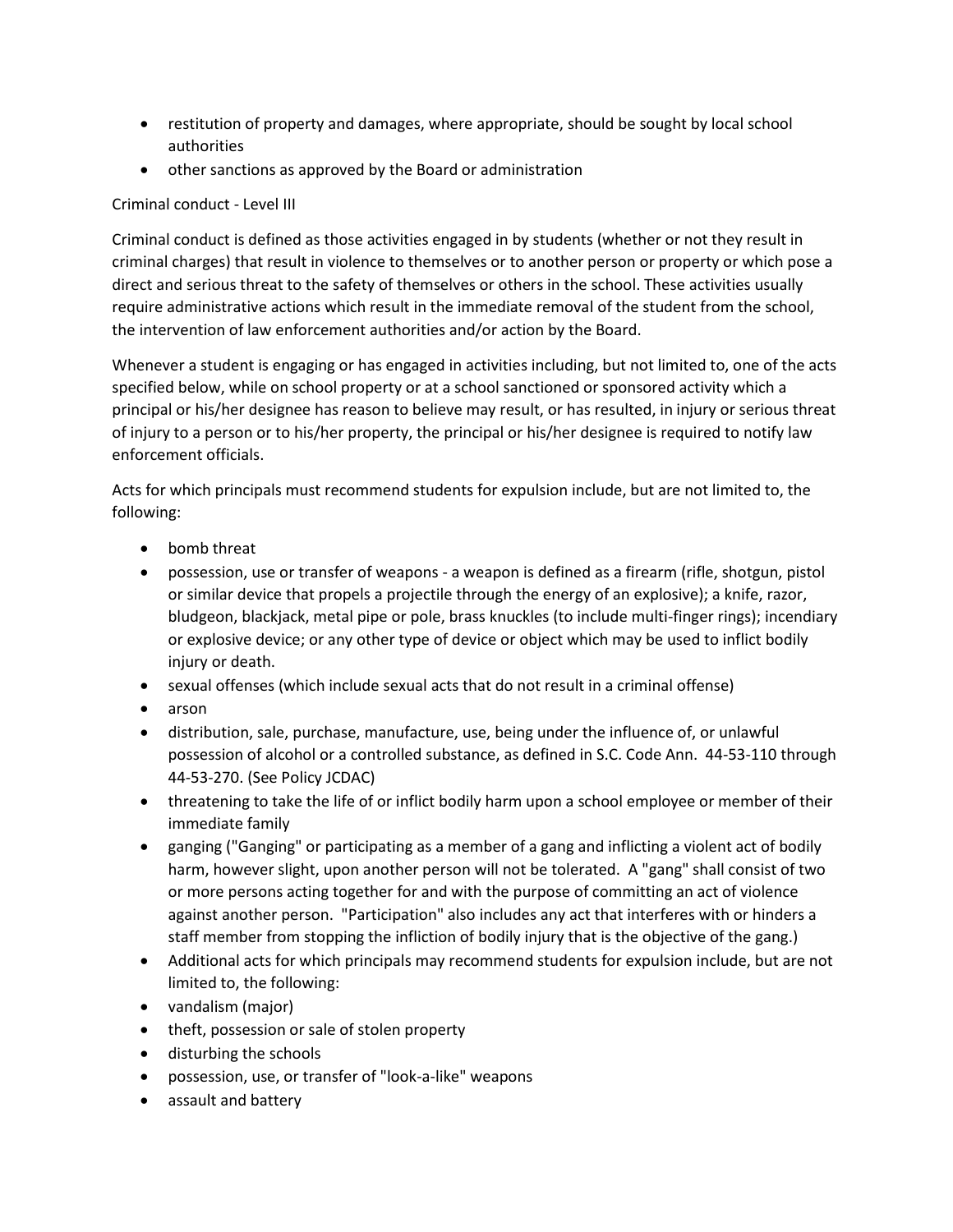- restitution of property and damages, where appropriate, should be sought by local school authorities
- other sanctions as approved by the Board or administration

Criminal conduct - Level III

Criminal conduct is defined as those activities engaged in by students (whether or not they result in criminal charges) that result in violence to themselves or to another person or property or which pose a direct and serious threat to the safety of themselves or others in the school. These activities usually require administrative actions which result in the immediate removal of the student from the school, the intervention of law enforcement authorities and/or action by the Board.

Whenever a student is engaging or has engaged in activities including, but not limited to, one of the acts specified below, while on school property or at a school sanctioned or sponsored activity which a principal or his/her designee has reason to believe may result, or has resulted, in injury or serious threat of injury to a person or to his/her property, the principal or his/her designee is required to notify law enforcement officials.

Acts for which principals must recommend students for expulsion include, but are not limited to, the following:

- bomb threat
- possession, use or transfer of weapons - a weapon is defined as a firearm (rifle, shotgun, pistol or similar device that propels a projectile through the energy of an explosive); a knife, razor, bludgeon, blackjack, metal pipe or pole, brass knuckles (to include multi-finger rings); incendiary or explosive device; or any other type of device or object which may be used to inflict bodily injury or death.
- sexual offenses (which include sexual acts that do not result in a criminal offense)
- arson
- distribution, sale, purchase, manufacture, use, being under the influence of, or unlawful possession of alcohol or a controlled substance, as defined in S.C. Code Ann. 44-53-110 through 44-53-270. (See Policy JCDAC)
- threatening to take the life of or inflict bodily harm upon a school employee or member of their immediate family
- ganging ("Ganging" or participating as a member of a gang and inflicting a violent act of bodily harm, however slight, upon another person will not be tolerated. A "gang" shall consist of two or more persons acting together for and with the purpose of committing an act of violence against another person. "Participation" also includes any act that interferes with or hinders a staff member from stopping the infliction of bodily injury that is the objective of the gang.)
- Additional acts for which principals may recommend students for expulsion include, but are not limited to, the following:
- vandalism (major)
- theft, possession or sale of stolen property
- disturbing the schools
- possession, use, or transfer of "look-a-like" weapons
- assault and battery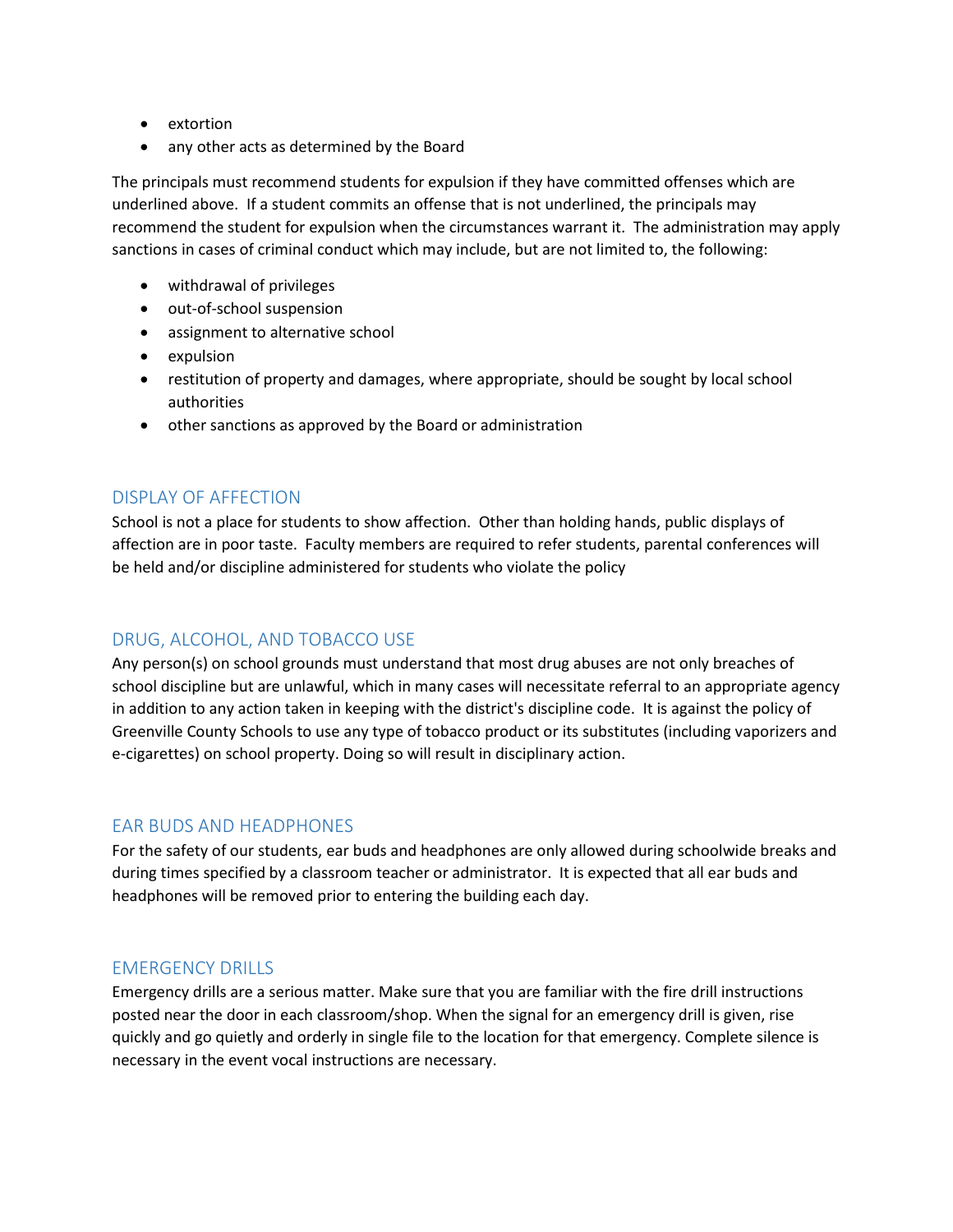- extortion
- any other acts as determined by the Board

The principals must recommend students for expulsion if they have committed offenses which are underlined above. If a student commits an offense that is not underlined, the principals may recommend the student for expulsion when the circumstances warrant it. The administration may apply sanctions in cases of criminal conduct which may include, but are not limited to, the following:

- withdrawal of privileges
- out-of-school suspension
- assignment to alternative school
- expulsion
- restitution of property and damages, where appropriate, should be sought by local school authorities
- other sanctions as approved by the Board or administration

## DISPLAY OF AFFECTION

School is not a place for students to show affection. Other than holding hands, public displays of affection are in poor taste. Faculty members are required to refer students, parental conferences will be held and/or discipline administered for students who violate the policy

## DRUG, ALCOHOL, AND TOBACCO USE

Any person(s) on school grounds must understand that most drug abuses are not only breaches of school discipline but are unlawful, which in many cases will necessitate referral to an appropriate agency in addition to any action taken in keeping with the district's discipline code. It is against the policy of Greenville County Schools to use any type of tobacco product or its substitutes (including vaporizers and e-cigarettes) on school property. Doing so will result in disciplinary action.

## EAR BUDS AND HEADPHONES

For the safety of our students, ear buds and headphones are only allowed during schoolwide breaks and during times specified by a classroom teacher or administrator. It is expected that all ear buds and headphones will be removed prior to entering the building each day.

## EMERGENCY DRILLS

Emergency drills are a serious matter. Make sure that you are familiar with the fire drill instructions posted near the door in each classroom/shop. When the signal for an emergency drill is given, rise quickly and go quietly and orderly in single file to the location for that emergency. Complete silence is necessary in the event vocal instructions are necessary.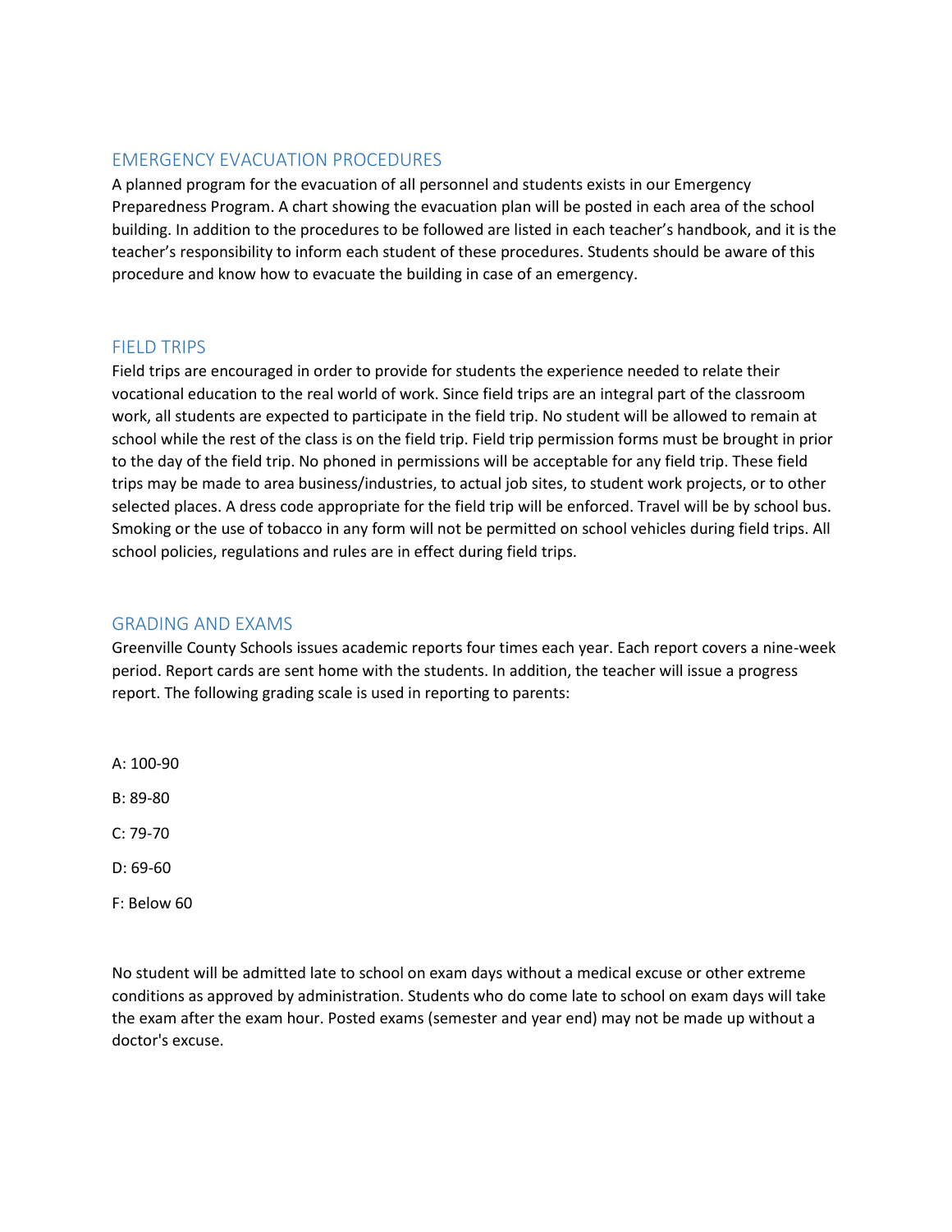## EMERGENCY EVACUATION PROCEDURES

A planned program for the evacuation of all personnel and students exists in our Emergency Preparedness Program. A chart showing the evacuation plan will be posted in each area of the school building. In addition to the procedures to be followed are listed in each teacher's handbook, and it is the teacher's responsibility to inform each student of these procedures. Students should be aware of this procedure and know how to evacuate the building in case of an emergency.

## FIELD TRIPS

Field trips are encouraged in order to provide for students the experience needed to relate their vocational education to the real world of work. Since field trips are an integral part of the classroom work, all students are expected to participate in the field trip. No student will be allowed to remain at school while the rest of the class is on the field trip. Field trip permission forms must be brought in prior to the day of the field trip. No phoned in permissions will be acceptable for any field trip. These field trips may be made to area business/industries, to actual job sites, to student work projects, or to other selected places. A dress code appropriate for the field trip will be enforced. Travel will be by school bus. Smoking or the use of tobacco in any form will not be permitted on school vehicles during field trips. All school policies, regulations and rules are in effect during field trips.

## GRADING AND EXAMS

Greenville County Schools issues academic reports four times each year. Each report covers a nine-week period. Report cards are sent home with the students. In addition, the teacher will issue a progress report. The following grading scale is used in reporting to parents:

A: 100-90

B: 89-80

C: 79-70

D: 69-60

F: Below 60

No student will be admitted late to school on exam days without a medical excuse or other extreme conditions as approved by administration. Students who do come late to school on exam days will take the exam after the exam hour. Posted exams (semester and year end) may not be made up without a doctor's excuse.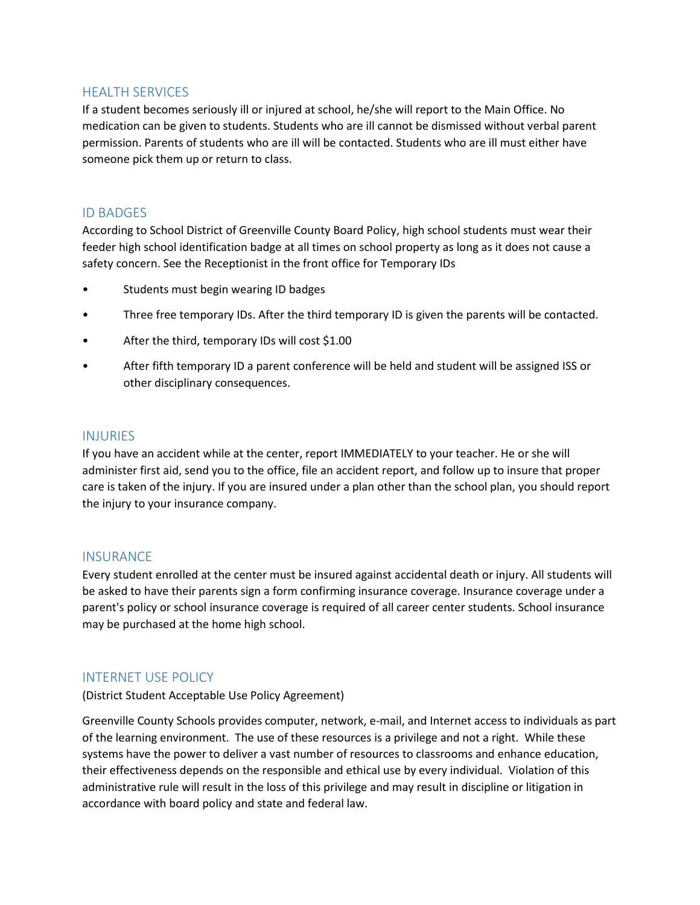## HEALTH SERVICES

If a student becomes seriously ill or injured at school, he/she will report to the Main Office. No medication can be given to students. Students who are ill cannot be dismissed without verbal parent permission. Parents of students who are ill will be contacted. Students who are ill must either have someone pick them up or return to class.

## ID BADGES

According to School District of Greenville County Board Policy, high school students must wear their feeder high school identification badge at all times on school property as long as it does not cause a safety concern. See the Receptionist in the front office for Temporary IDs

- Students must begin wearing ID badges
- Three free temporary IDs. After the third temporary ID is given the parents will be contacted.
- After the third, temporary IDs will cost $1.00
- After fifth temporary ID a parent conference will be held and student will be assigned ISS or other disciplinary consequences.

## INJURIES

If you have an accident while at the center, report IMMEDIATELY to your teacher. He or she will administer first aid, send you to the office, file an accident report, and follow up to insure that proper care is taken of the injury. If you are insured under a plan other than the school plan, you should report the injury to your insurance company.

## INSURANCE

Every student enrolled at the center must be insured against accidental death or injury. All students will be asked to have their parents sign a form confirming insurance coverage. Insurance coverage under a parent's policy or school insurance coverage is required of all career center students. School insurance may be purchased at the home high school.

## INTERNET USE POLICY

(District Student Acceptable Use Policy Agreement)

Greenville County Schools provides computer, network, e-mail, and Internet access to individuals as part of the learning environment. The use of these resources is a privilege and not a right. While these systems have the power to deliver a vast number of resources to classrooms and enhance education, their effectiveness depends on the responsible and ethical use by every individual. Violation of this administrative rule will result in the loss of this privilege and may result in discipline or litigation in accordance with board policy and state and federal law.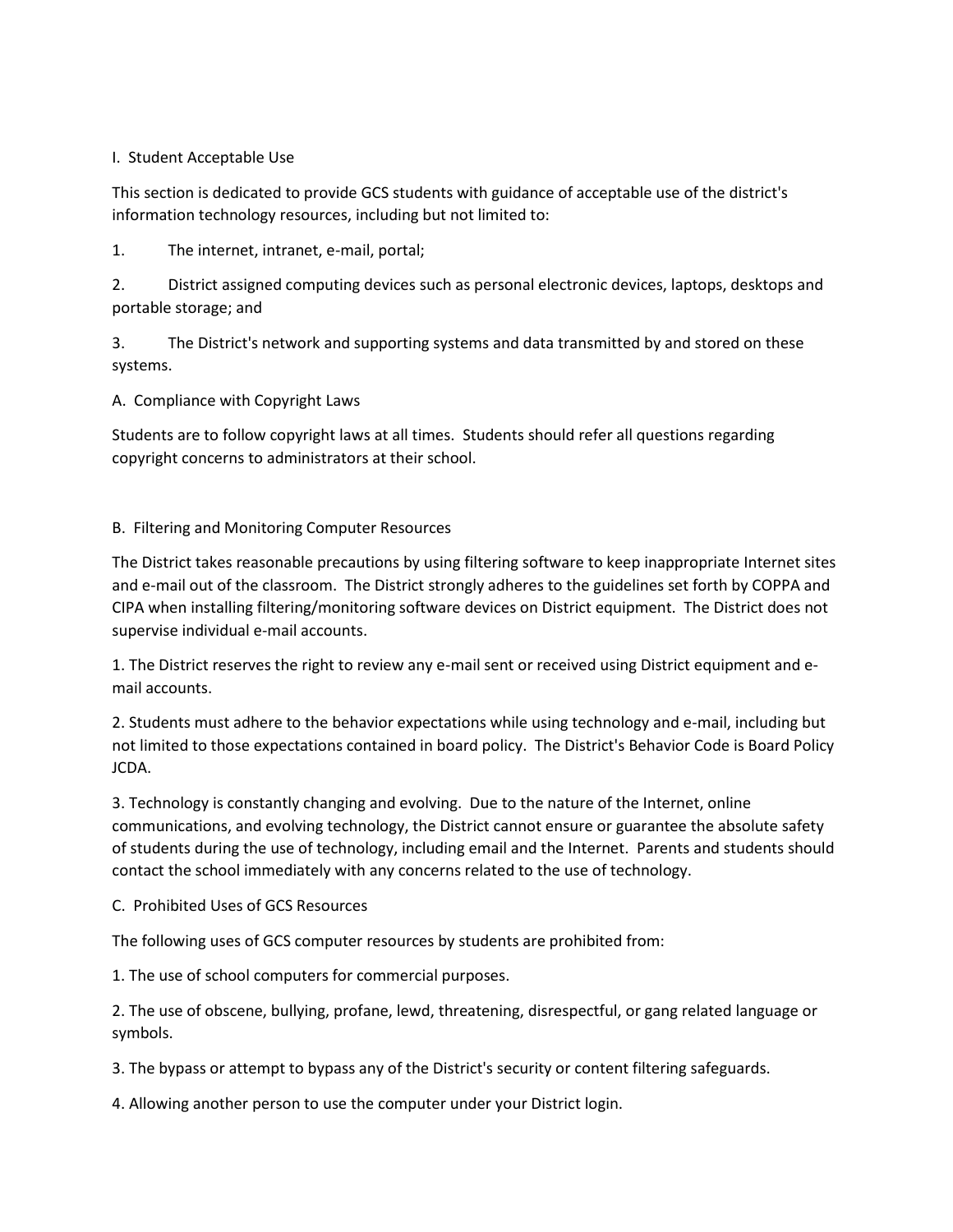## I. Student Acceptable Use

This section is dedicated to provide GCS students with guidance of acceptable use of the district's information technology resources, including but not limited to:

1. The internet, intranet, e-mail, portal;
2. District assigned computing devices such as personal electronic devices, laptops, desktops and portable storage; and
3. The District's network and supporting systems and data transmitted by and stored on these systems.

### A. Compliance with Copyright Laws

Students are to follow copyright laws at all times. Students should refer all questions regarding copyright concerns to administrators at their school.

### B. Filtering and Monitoring Computer Resources

The District takes reasonable precautions by using filtering software to keep inappropriate Internet sites and e-mail out of the classroom. The District strongly adheres to the guidelines set forth by COPPA and CIPA when installing filtering/monitoring software devices on District equipment. The District does not supervise individual e-mail accounts.

1. The District reserves the right to review any e-mail sent or received using District equipment and e-mail accounts.
2. Students must adhere to the behavior expectations while using technology and e-mail, including but not limited to those expectations contained in board policy. The District's Behavior Code is Board Policy JCDA.
3. Technology is constantly changing and evolving. Due to the nature of the Internet, online communications, and evolving technology, the District cannot ensure or guarantee the absolute safety of students during the use of technology, including email and the Internet. Parents and students should contact the school immediately with any concerns related to the use of technology.

### C. Prohibited Uses of GCS Resources

The following uses of GCS computer resources by students are prohibited from:

1. The use of school computers for commercial purposes.
2. The use of obscene, bullying, profane, lewd, threatening, disrespectful, or gang related language or symbols.
3. The bypass or attempt to bypass any of the District's security or content filtering safeguards.
4. Allowing another person to use the computer under your District login.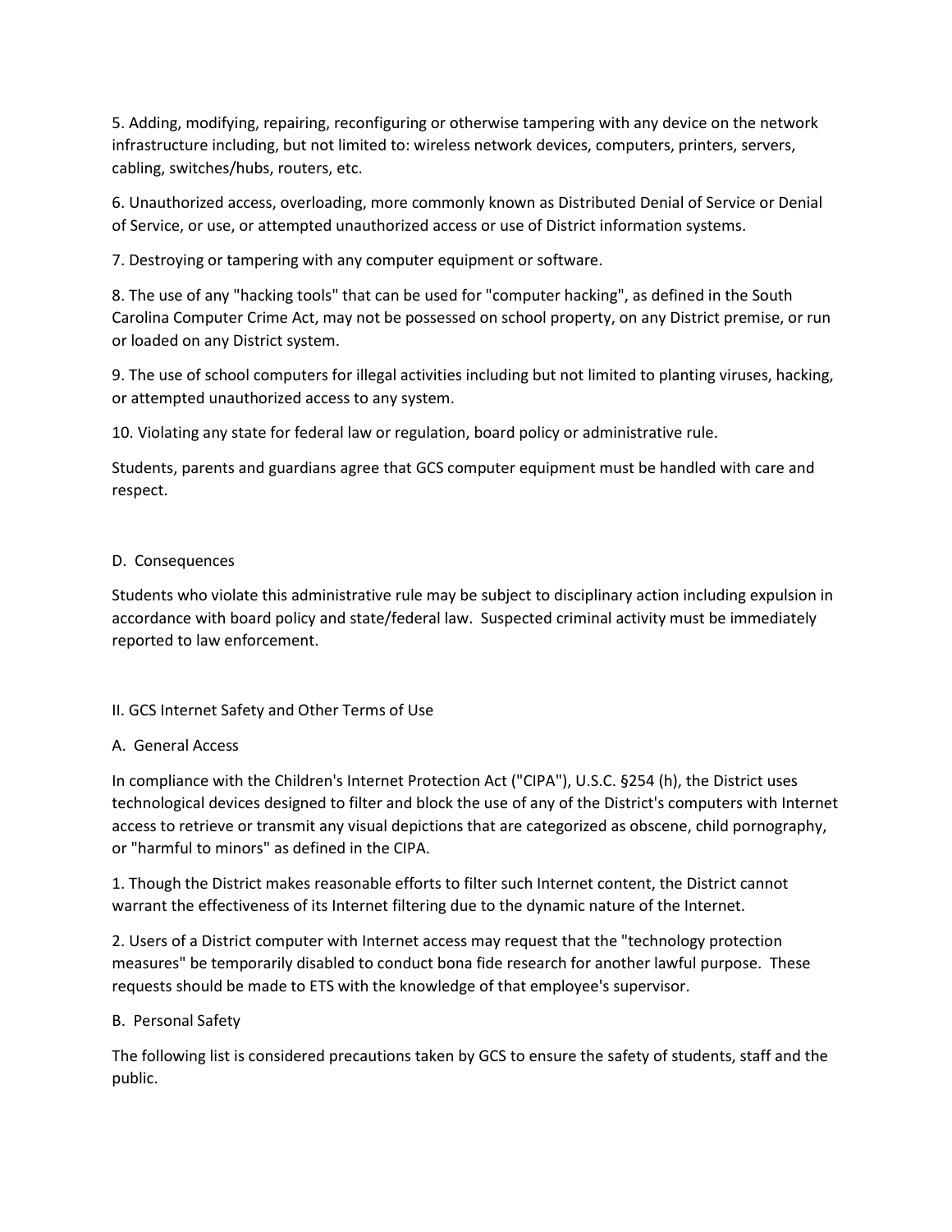5. Adding, modifying, repairing, reconfiguring or otherwise tampering with any device on the network infrastructure including, but not limited to: wireless network devices, computers, printers, servers, cabling, switches/hubs, routers, etc.

6. Unauthorized access, overloading, more commonly known as Distributed Denial of Service or Denial of Service, or use, or attempted unauthorized access or use of District information systems.

7. Destroying or tampering with any computer equipment or software.

8. The use of any "hacking tools" that can be used for "computer hacking", as defined in the South Carolina Computer Crime Act, may not be possessed on school property, on any District premise, or run or loaded on any District system.

9. The use of school computers for illegal activities including but not limited to planting viruses, hacking, or attempted unauthorized access to any system.

10. Violating any state for federal law or regulation, board policy or administrative rule.

Students, parents and guardians agree that GCS computer equipment must be handled with care and respect.

D. Consequences

Students who violate this administrative rule may be subject to disciplinary action including expulsion in accordance with board policy and state/federal law. Suspected criminal activity must be immediately reported to law enforcement.

II. GCS Internet Safety and Other Terms of Use

A. General Access

In compliance with the Children's Internet Protection Act ("CIPA"), U.S.C. §254 (h), the District uses technological devices designed to filter and block the use of any of the District's computers with Internet access to retrieve or transmit any visual depictions that are categorized as obscene, child pornography, or "harmful to minors" as defined in the CIPA.

1. Though the District makes reasonable efforts to filter such Internet content, the District cannot warrant the effectiveness of its Internet filtering due to the dynamic nature of the Internet.

2. Users of a District computer with Internet access may request that the "technology protection measures" be temporarily disabled to conduct bona fide research for another lawful purpose. These requests should be made to ETS with the knowledge of that employee's supervisor.

B. Personal Safety

The following list is considered precautions taken by GCS to ensure the safety of students, staff and the public.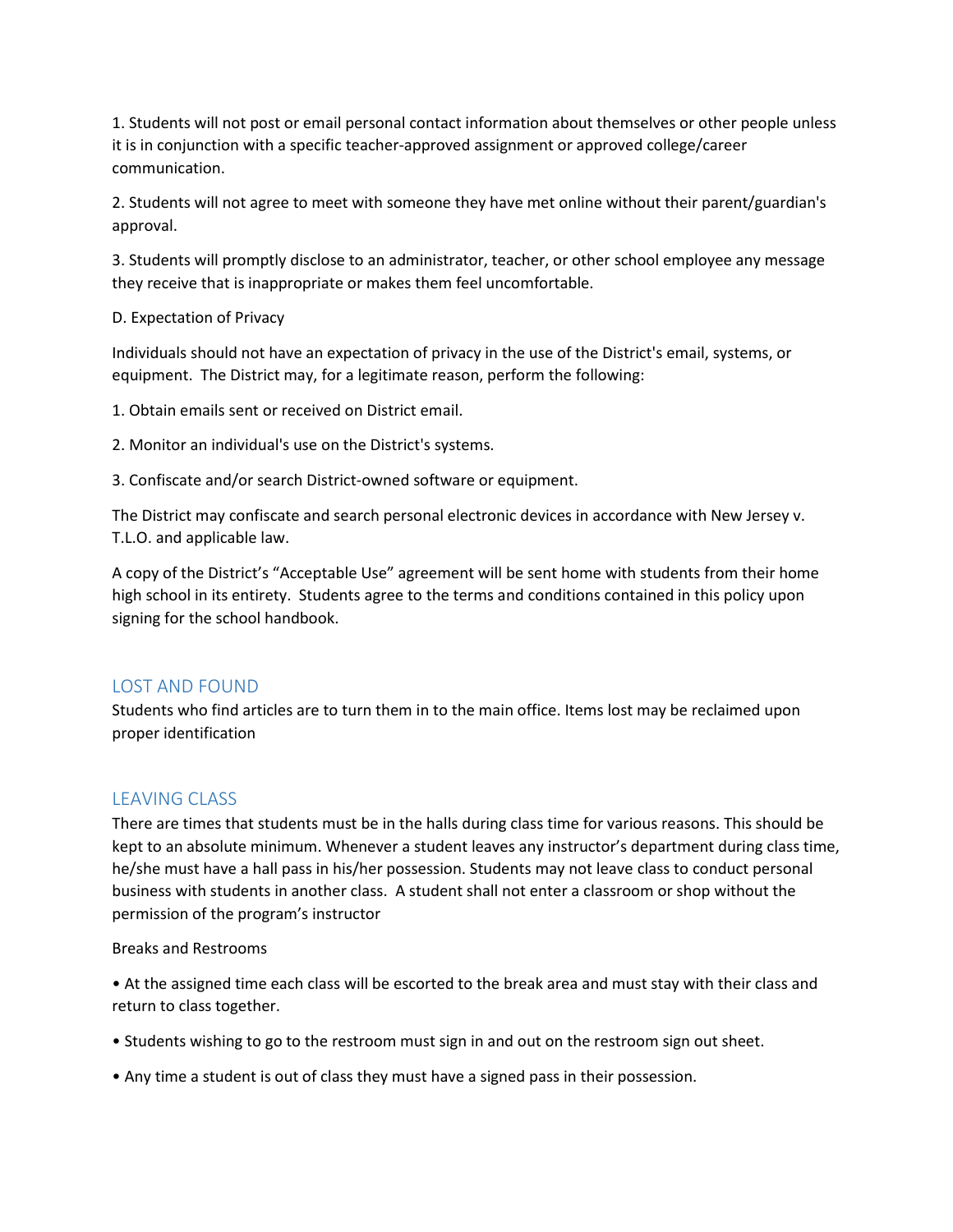1. Students will not post or email personal contact information about themselves or other people unless it is in conjunction with a specific teacher-approved assignment or approved college/career communication.

2. Students will not agree to meet with someone they have met online without their parent/guardian's approval.

3. Students will promptly disclose to an administrator, teacher, or other school employee any message they receive that is inappropriate or makes them feel uncomfortable.

D. Expectation of Privacy

Individuals should not have an expectation of privacy in the use of the District's email, systems, or equipment. The District may, for a legitimate reason, perform the following:

1. Obtain emails sent or received on District email.

2. Monitor an individual's use on the District's systems.

3. Confiscate and/or search District-owned software or equipment.

The District may confiscate and search personal electronic devices in accordance with New Jersey v. T.L.O. and applicable law.

A copy of the District's "Acceptable Use" agreement will be sent home with students from their home high school in its entirety. Students agree to the terms and conditions contained in this policy upon signing for the school handbook.

## LOST AND FOUND

Students who find articles are to turn them in to the main office. Items lost may be reclaimed upon proper identification

## LEAVING CLASS

There are times that students must be in the halls during class time for various reasons. This should be kept to an absolute minimum. Whenever a student leaves any instructor's department during class time, he/she must have a hall pass in his/her possession. Students may not leave class to conduct personal business with students in another class. A student shall not enter a classroom or shop without the permission of the program's instructor

Breaks and Restrooms

- At the assigned time each class will be escorted to the break area and must stay with their class and return to class together.
- Students wishing to go to the restroom must sign in and out on the restroom sign out sheet.
- Any time a student is out of class they must have a signed pass in their possession.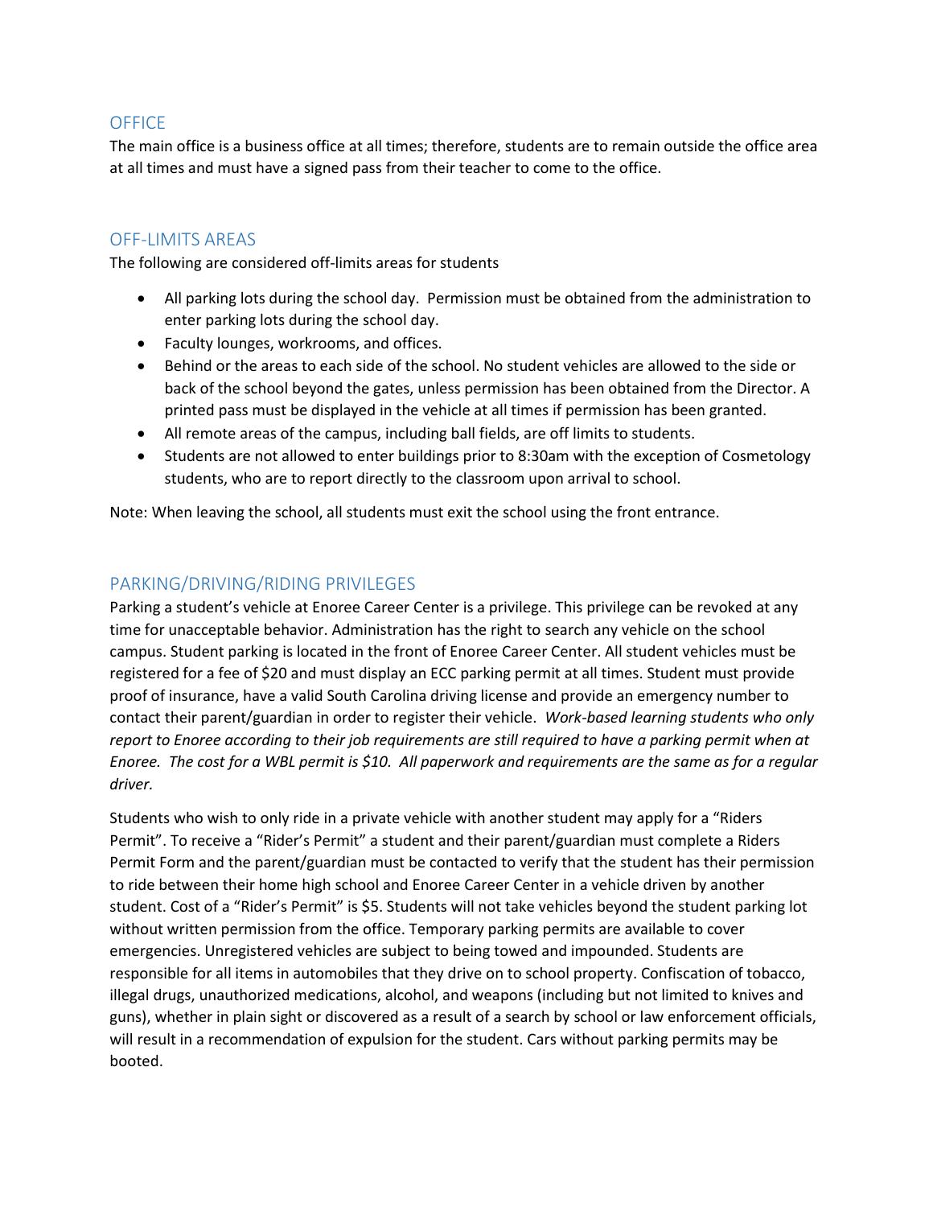## OFFICE

The main office is a business office at all times; therefore, students are to remain outside the office area at all times and must have a signed pass from their teacher to come to the office.

## OFF-LIMITS AREAS

The following are considered off-limits areas for students

- All parking lots during the school day. Permission must be obtained from the administration to enter parking lots during the school day.
- Faculty lounges, workrooms, and offices.
- Behind or the areas to each side of the school. No student vehicles are allowed to the side or back of the school beyond the gates, unless permission has been obtained from the Director. A printed pass must be displayed in the vehicle at all times if permission has been granted.
- All remote areas of the campus, including ball fields, are off limits to students.
- Students are not allowed to enter buildings prior to 8:30am with the exception of Cosmetology students, who are to report directly to the classroom upon arrival to school.

Note: When leaving the school, all students must exit the school using the front entrance.

## PARKING/DRIVING/RIDING PRIVILEGES

Parking a student's vehicle at Enoree Career Center is a privilege. This privilege can be revoked at any time for unacceptable behavior. Administration has the right to search any vehicle on the school campus. Student parking is located in the front of Enoree Career Center. All student vehicles must be registered for a fee of $20 and must display an ECC parking permit at all times. Student must provide proof of insurance, have a valid South Carolina driving license and provide an emergency number to contact their parent/guardian in order to register their vehicle. *Work-based learning students who only report to Enoree according to their job requirements are still required to have a parking permit when at Enoree. The cost for a WBL permit is $10. All paperwork and requirements are the same as for a regular driver.*

Students who wish to only ride in a private vehicle with another student may apply for a "Riders Permit". To receive a "Rider's Permit" a student and their parent/guardian must complete a Riders Permit Form and the parent/guardian must be contacted to verify that the student has their permission to ride between their home high school and Enoree Career Center in a vehicle driven by another student. Cost of a "Rider's Permit" is $5. Students will not take vehicles beyond the student parking lot without written permission from the office. Temporary parking permits are available to cover emergencies. Unregistered vehicles are subject to being towed and impounded. Students are responsible for all items in automobiles that they drive on to school property. Confiscation of tobacco, illegal drugs, unauthorized medications, alcohol, and weapons (including but not limited to knives and guns), whether in plain sight or discovered as a result of a search by school or law enforcement officials, will result in a recommendation of expulsion for the student. Cars without parking permits may be booted.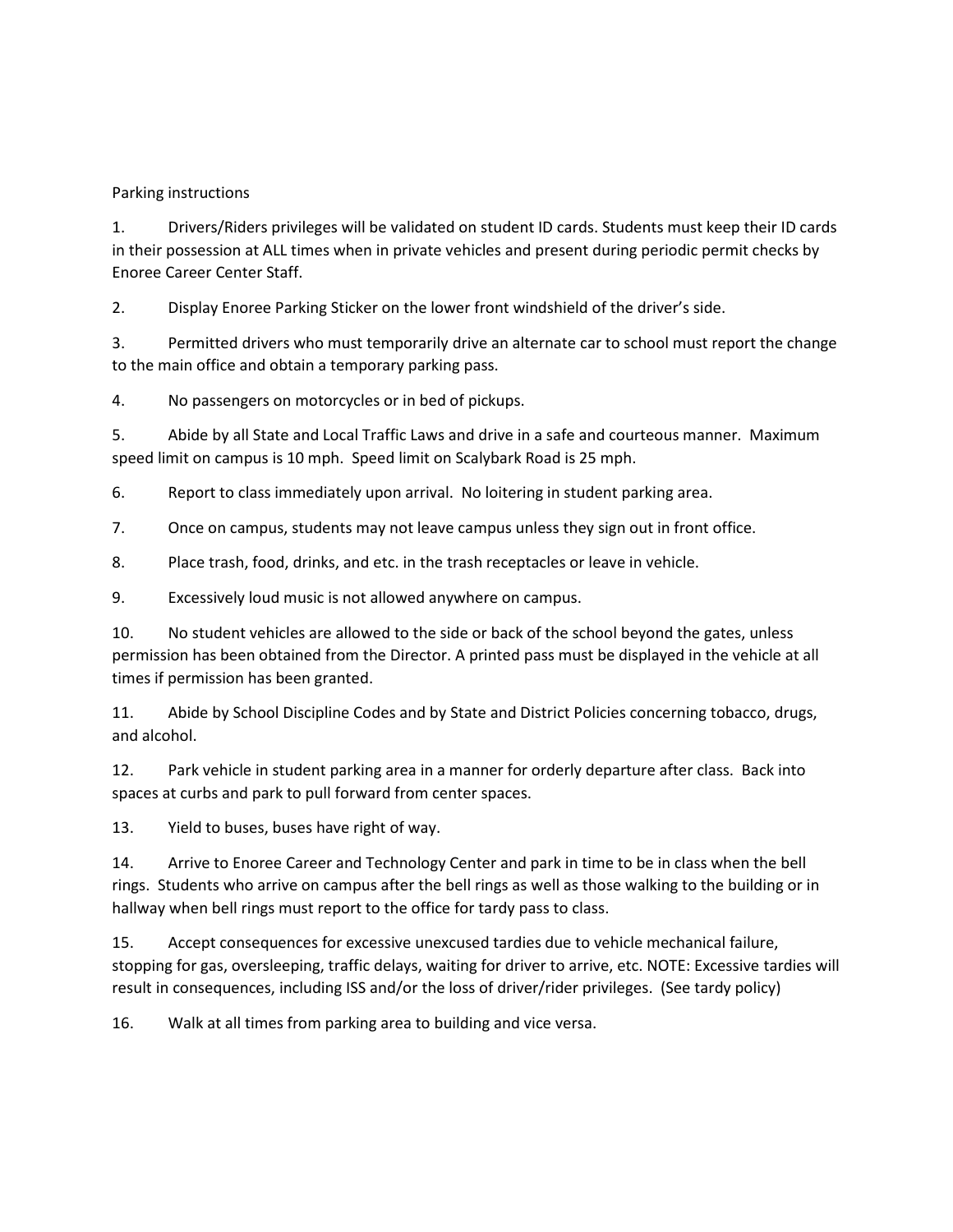Parking instructions

1. Drivers/Riders privileges will be validated on student ID cards. Students must keep their ID cards in their possession at ALL times when in private vehicles and present during periodic permit checks by Enoree Career Center Staff.

2. Display Enoree Parking Sticker on the lower front windshield of the driver's side.

3. Permitted drivers who must temporarily drive an alternate car to school must report the change to the main office and obtain a temporary parking pass.

4. No passengers on motorcycles or in bed of pickups.

5. Abide by all State and Local Traffic Laws and drive in a safe and courteous manner. Maximum speed limit on campus is 10 mph. Speed limit on Scalybark Road is 25 mph.

6. Report to class immediately upon arrival. No loitering in student parking area.

7. Once on campus, students may not leave campus unless they sign out in front office.

8. Place trash, food, drinks, and etc. in the trash receptacles or leave in vehicle.

9. Excessively loud music is not allowed anywhere on campus.

10. No student vehicles are allowed to the side or back of the school beyond the gates, unless permission has been obtained from the Director. A printed pass must be displayed in the vehicle at all times if permission has been granted.

11. Abide by School Discipline Codes and by State and District Policies concerning tobacco, drugs, and alcohol.

12. Park vehicle in student parking area in a manner for orderly departure after class. Back into spaces at curbs and park to pull forward from center spaces.

13. Yield to buses, buses have right of way.

14. Arrive to Enoree Career and Technology Center and park in time to be in class when the bell rings. Students who arrive on campus after the bell rings as well as those walking to the building or in hallway when bell rings must report to the office for tardy pass to class.

15. Accept consequences for excessive unexcused tardies due to vehicle mechanical failure, stopping for gas, oversleeping, traffic delays, waiting for driver to arrive, etc. NOTE: Excessive tardies will result in consequences, including ISS and/or the loss of driver/rider privileges. (See tardy policy)

16. Walk at all times from parking area to building and vice versa.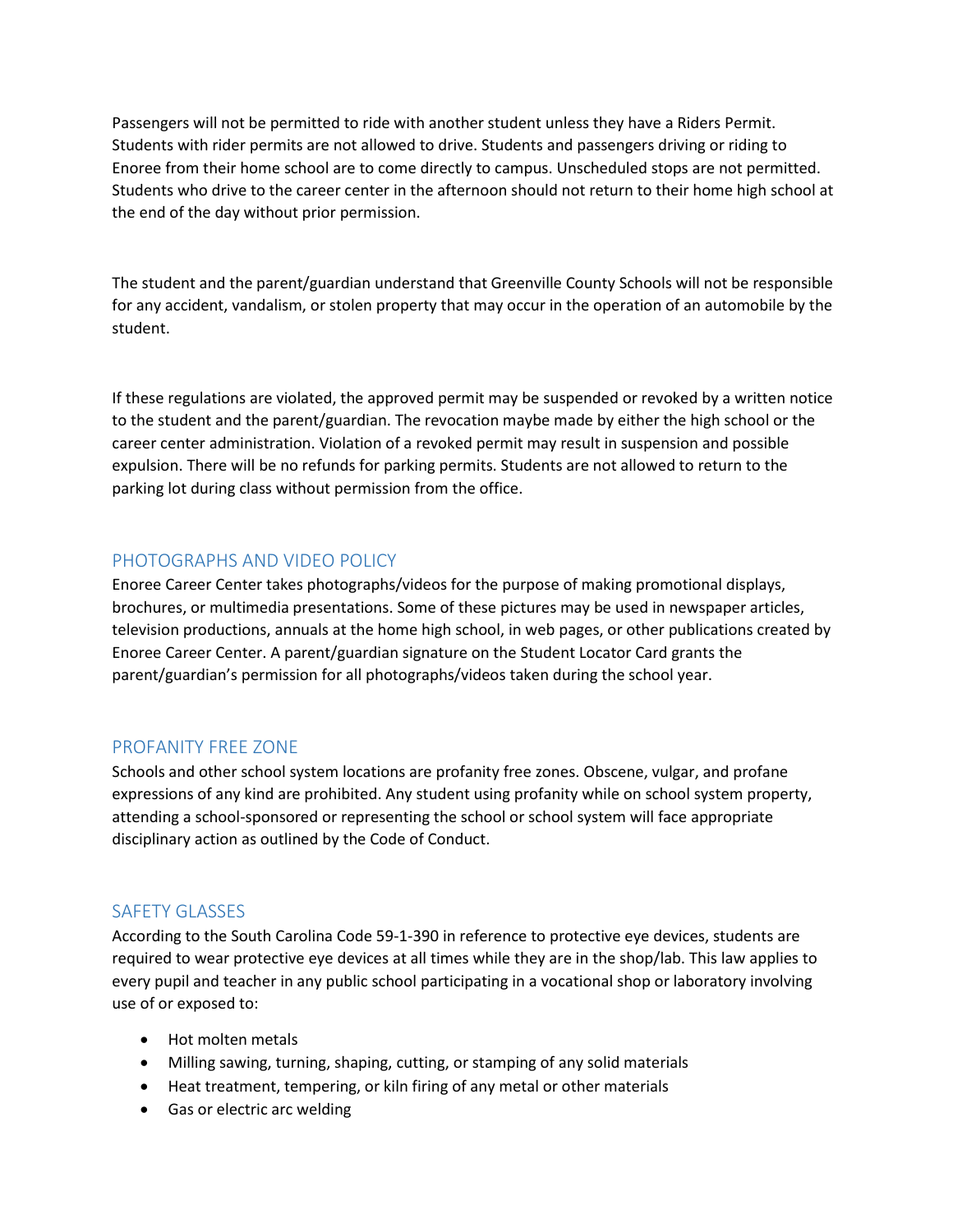Passengers will not be permitted to ride with another student unless they have a Riders Permit. Students with rider permits are not allowed to drive. Students and passengers driving or riding to Enoree from their home school are to come directly to campus. Unscheduled stops are not permitted. Students who drive to the career center in the afternoon should not return to their home high school at the end of the day without prior permission.

The student and the parent/guardian understand that Greenville County Schools will not be responsible for any accident, vandalism, or stolen property that may occur in the operation of an automobile by the student.

If these regulations are violated, the approved permit may be suspended or revoked by a written notice to the student and the parent/guardian. The revocation maybe made by either the high school or the career center administration. Violation of a revoked permit may result in suspension and possible expulsion. There will be no refunds for parking permits. Students are not allowed to return to the parking lot during class without permission from the office.

## PHOTOGRAPHS AND VIDEO POLICY

Enoree Career Center takes photographs/videos for the purpose of making promotional displays, brochures, or multimedia presentations. Some of these pictures may be used in newspaper articles, television productions, annuals at the home high school, in web pages, or other publications created by Enoree Career Center. A parent/guardian signature on the Student Locator Card grants the parent/guardian's permission for all photographs/videos taken during the school year.

## PROFANITY FREE ZONE

Schools and other school system locations are profanity free zones. Obscene, vulgar, and profane expressions of any kind are prohibited. Any student using profanity while on school system property, attending a school-sponsored or representing the school or school system will face appropriate disciplinary action as outlined by the Code of Conduct.

## SAFETY GLASSES

According to the South Carolina Code 59-1-390 in reference to protective eye devices, students are required to wear protective eye devices at all times while they are in the shop/lab. This law applies to every pupil and teacher in any public school participating in a vocational shop or laboratory involving use of or exposed to:

- Hot molten metals
- Milling sawing, turning, shaping, cutting, or stamping of any solid materials
- Heat treatment, tempering, or kiln firing of any metal or other materials
- Gas or electric arc welding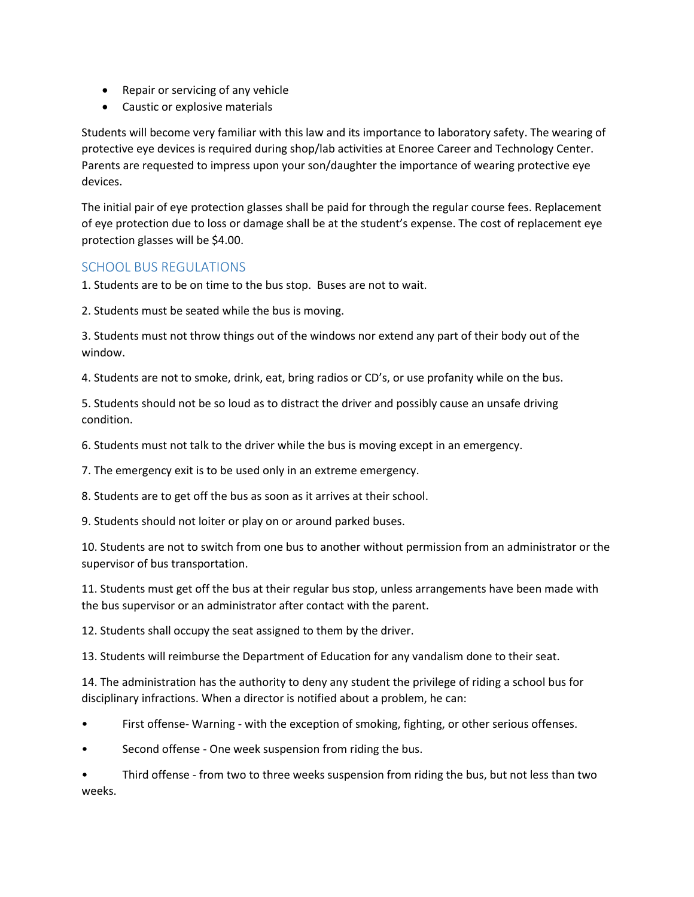- Repair or servicing of any vehicle
- Caustic or explosive materials

Students will become very familiar with this law and its importance to laboratory safety. The wearing of protective eye devices is required during shop/lab activities at Enoree Career and Technology Center. Parents are requested to impress upon your son/daughter the importance of wearing protective eye devices.

The initial pair of eye protection glasses shall be paid for through the regular course fees. Replacement of eye protection due to loss or damage shall be at the student's expense. The cost of replacement eye protection glasses will be $4.00.

## SCHOOL BUS REGULATIONS

1. Students are to be on time to the bus stop. Buses are not to wait.

2. Students must be seated while the bus is moving.

3. Students must not throw things out of the windows nor extend any part of their body out of the window.

4. Students are not to smoke, drink, eat, bring radios or CD's, or use profanity while on the bus.

5. Students should not be so loud as to distract the driver and possibly cause an unsafe driving condition.

6. Students must not talk to the driver while the bus is moving except in an emergency.

7. The emergency exit is to be used only in an extreme emergency.

8. Students are to get off the bus as soon as it arrives at their school.

9. Students should not loiter or play on or around parked buses.

10. Students are not to switch from one bus to another without permission from an administrator or the supervisor of bus transportation.

11. Students must get off the bus at their regular bus stop, unless arrangements have been made with the bus supervisor or an administrator after contact with the parent.

12. Students shall occupy the seat assigned to them by the driver.

13. Students will reimburse the Department of Education for any vandalism done to their seat.

14. The administration has the authority to deny any student the privilege of riding a school bus for disciplinary infractions. When a director is notified about a problem, he can:

- First offense- Warning - with the exception of smoking, fighting, or other serious offenses.
- Second offense - One week suspension from riding the bus.
- Third offense - from two to three weeks suspension from riding the bus, but not less than two weeks.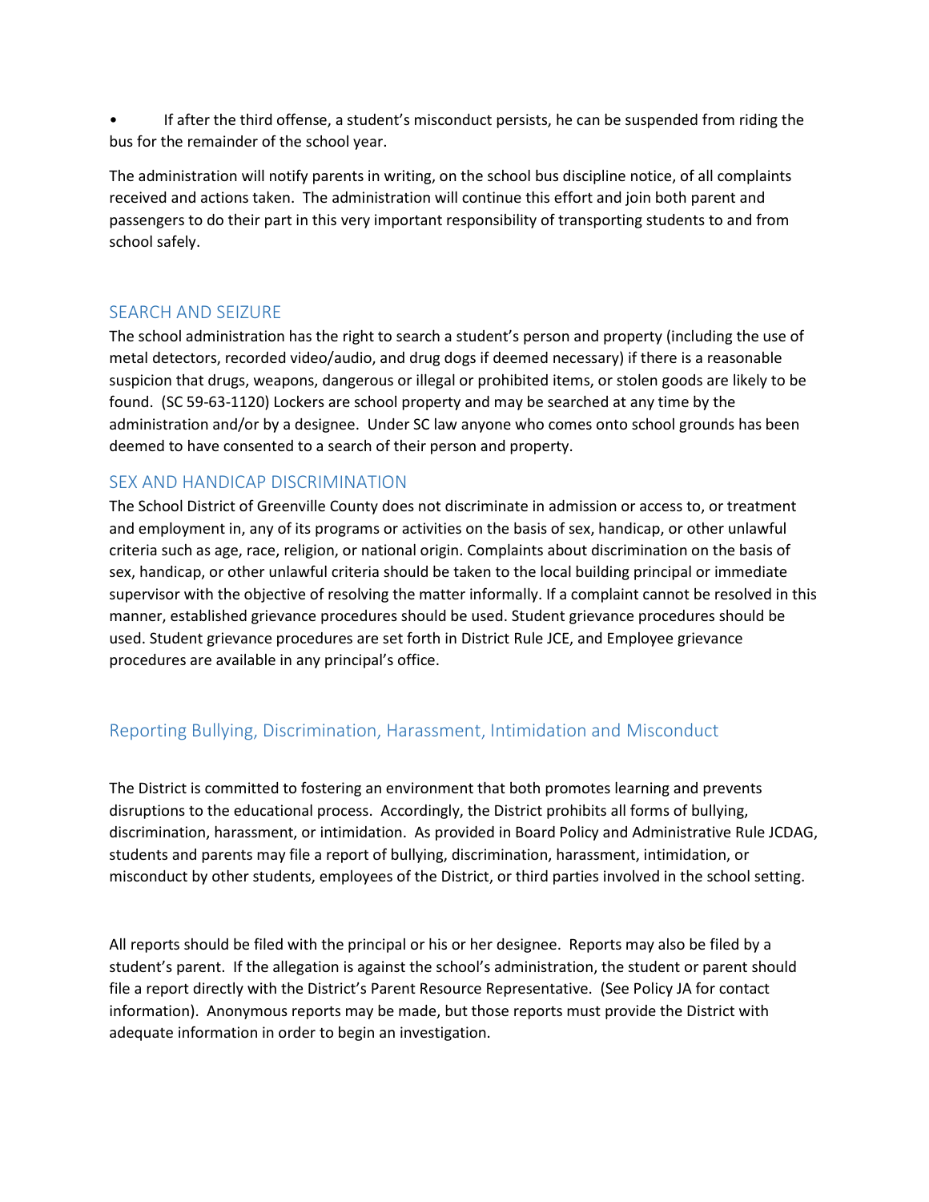- If after the third offense, a student's misconduct persists, he can be suspended from riding the bus for the remainder of the school year.

The administration will notify parents in writing, on the school bus discipline notice, of all complaints received and actions taken. The administration will continue this effort and join both parent and passengers to do their part in this very important responsibility of transporting students to and from school safely.

## SEARCH AND SEIZURE

The school administration has the right to search a student's person and property (including the use of metal detectors, recorded video/audio, and drug dogs if deemed necessary) if there is a reasonable suspicion that drugs, weapons, dangerous or illegal or prohibited items, or stolen goods are likely to be found. (SC 59-63-1120) Lockers are school property and may be searched at any time by the administration and/or by a designee. Under SC law anyone who comes onto school grounds has been deemed to have consented to a search of their person and property.

## SEX AND HANDICAP DISCRIMINATION

The School District of Greenville County does not discriminate in admission or access to, or treatment and employment in, any of its programs or activities on the basis of sex, handicap, or other unlawful criteria such as age, race, religion, or national origin. Complaints about discrimination on the basis of sex, handicap, or other unlawful criteria should be taken to the local building principal or immediate supervisor with the objective of resolving the matter informally. If a complaint cannot be resolved in this manner, established grievance procedures should be used. Student grievance procedures should be used. Student grievance procedures are set forth in District Rule JCE, and Employee grievance procedures are available in any principal's office.

## Reporting Bullying, Discrimination, Harassment, Intimidation and Misconduct

The District is committed to fostering an environment that both promotes learning and prevents disruptions to the educational process. Accordingly, the District prohibits all forms of bullying, discrimination, harassment, or intimidation. As provided in Board Policy and Administrative Rule JCDAG, students and parents may file a report of bullying, discrimination, harassment, intimidation, or misconduct by other students, employees of the District, or third parties involved in the school setting.

All reports should be filed with the principal or his or her designee. Reports may also be filed by a student's parent. If the allegation is against the school's administration, the student or parent should file a report directly with the District's Parent Resource Representative. (See Policy JA for contact information). Anonymous reports may be made, but those reports must provide the District with adequate information in order to begin an investigation.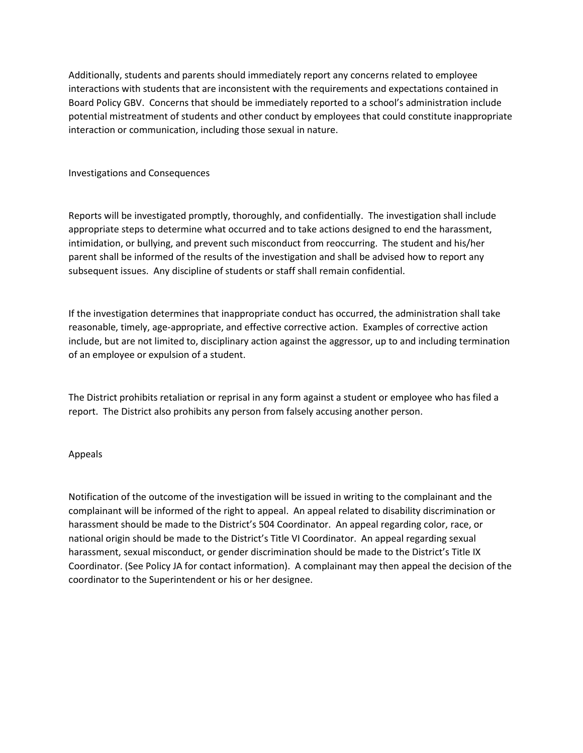Additionally, students and parents should immediately report any concerns related to employee interactions with students that are inconsistent with the requirements and expectations contained in Board Policy GBV. Concerns that should be immediately reported to a school's administration include potential mistreatment of students and other conduct by employees that could constitute inappropriate interaction or communication, including those sexual in nature.

## Investigations and Consequences

Reports will be investigated promptly, thoroughly, and confidentially. The investigation shall include appropriate steps to determine what occurred and to take actions designed to end the harassment, intimidation, or bullying, and prevent such misconduct from reoccurring. The student and his/her parent shall be informed of the results of the investigation and shall be advised how to report any subsequent issues. Any discipline of students or staff shall remain confidential.

If the investigation determines that inappropriate conduct has occurred, the administration shall take reasonable, timely, age-appropriate, and effective corrective action. Examples of corrective action include, but are not limited to, disciplinary action against the aggressor, up to and including termination of an employee or expulsion of a student.

The District prohibits retaliation or reprisal in any form against a student or employee who has filed a report. The District also prohibits any person from falsely accusing another person.

## Appeals

Notification of the outcome of the investigation will be issued in writing to the complainant and the complainant will be informed of the right to appeal. An appeal related to disability discrimination or harassment should be made to the District's 504 Coordinator. An appeal regarding color, race, or national origin should be made to the District's Title VI Coordinator. An appeal regarding sexual harassment, sexual misconduct, or gender discrimination should be made to the District's Title IX Coordinator. (See Policy JA for contact information). A complainant may then appeal the decision of the coordinator to the Superintendent or his or her designee.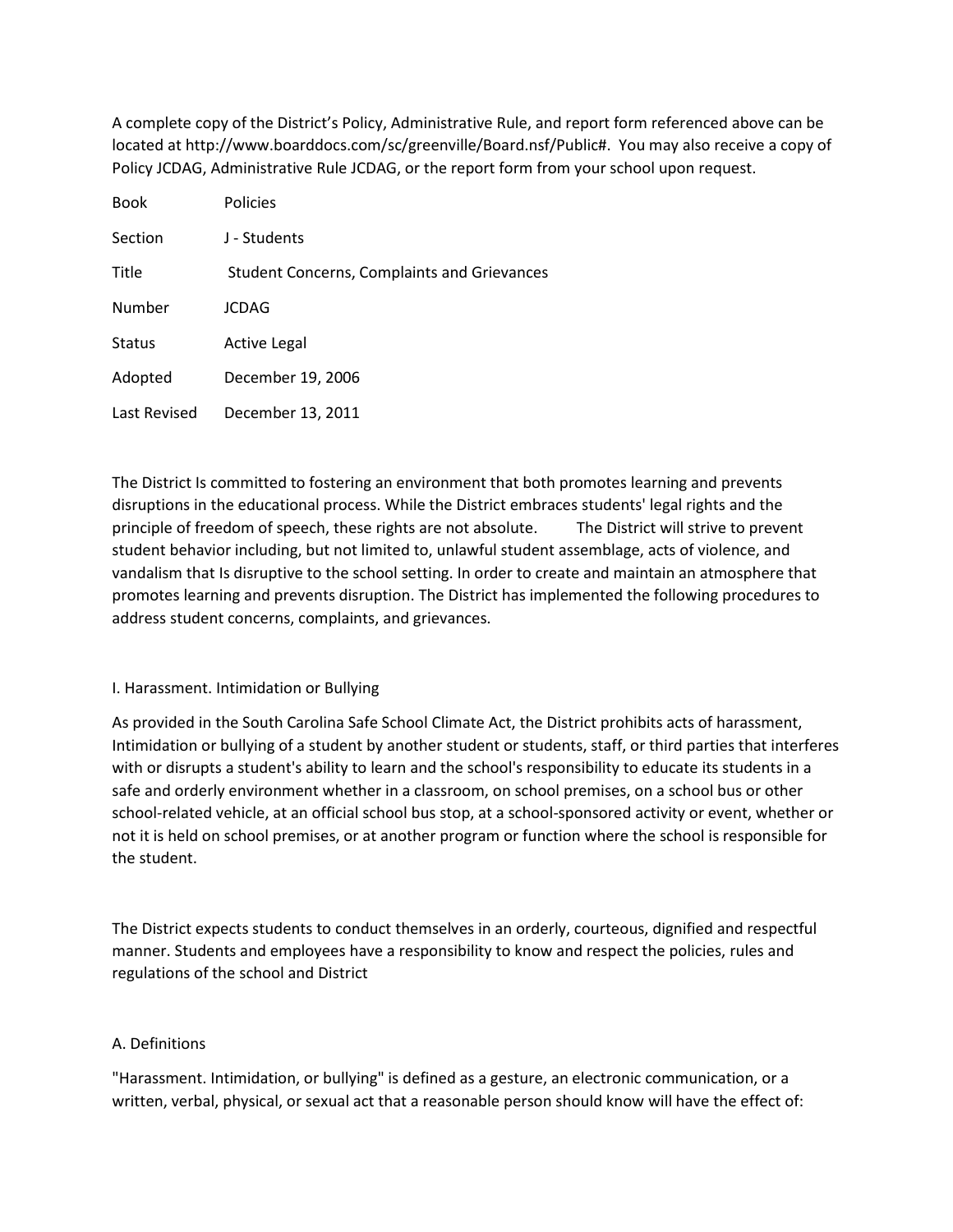A complete copy of the District's Policy, Administrative Rule, and report form referenced above can be located at http://www.boarddocs.com/sc/greenville/Board.nsf/Public#. You may also receive a copy of Policy JCDAG, Administrative Rule JCDAG, or the report form from your school upon request.

| Book | Policies |
|---|---|
| Section | J - Students |
| Title | Student Concerns, Complaints and Grievances |
| Number | JCDAG |
| Status | Active Legal |
| Adopted | December 19, 2006 |
| Last Revised | December 13, 2011 |

The District Is committed to fostering an environment that both promotes learning and prevents disruptions in the educational process. While the District embraces students' legal rights and the principle of freedom of speech, these rights are not absolute. The District will strive to prevent student behavior including, but not limited to, unlawful student assemblage, acts of violence, and vandalism that Is disruptive to the school setting. In order to create and maintain an atmosphere that promotes learning and prevents disruption. The District has implemented the following procedures to address student concerns, complaints, and grievances.

## I. Harassment. Intimidation or Bullying

As provided in the South Carolina Safe School Climate Act, the District prohibits acts of harassment, Intimidation or bullying of a student by another student or students, staff, or third parties that interferes with or disrupts a student's ability to learn and the school's responsibility to educate its students in a safe and orderly environment whether in a classroom, on school premises, on a school bus or other school-related vehicle, at an official school bus stop, at a school-sponsored activity or event, whether or not it is held on school premises, or at another program or function where the school is responsible for the student.

The District expects students to conduct themselves in an orderly, courteous, dignified and respectful manner. Students and employees have a responsibility to know and respect the policies, rules and regulations of the school and District

### A. Definitions

"Harassment. Intimidation, or bullying" is defined as a gesture, an electronic communication, or a written, verbal, physical, or sexual act that a reasonable person should know will have the effect of: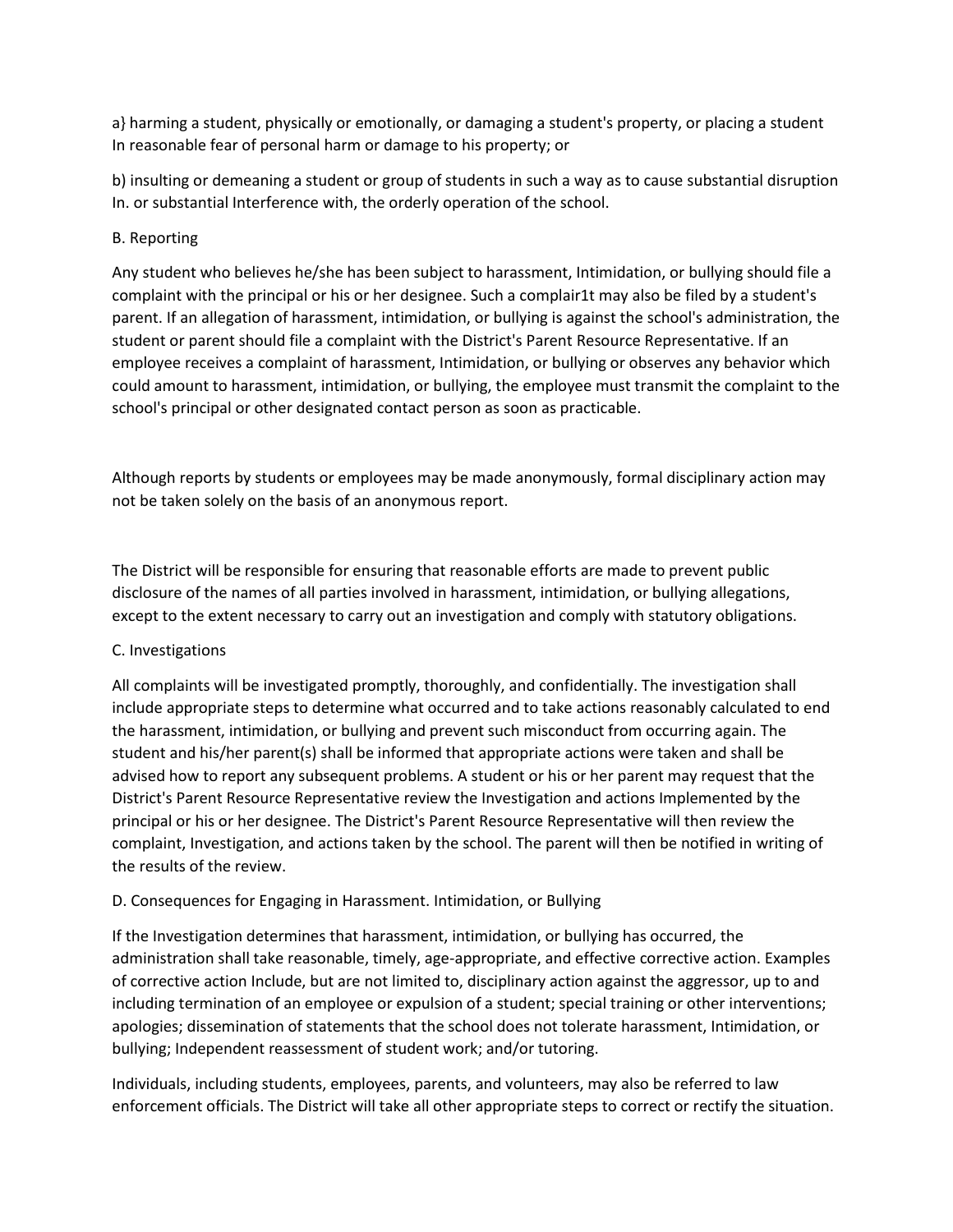a} harming a student, physically or emotionally, or damaging a student's property, or placing a student In reasonable fear of personal harm or damage to his property; or

b) insulting or demeaning a student or group of students in such a way as to cause substantial disruption In. or substantial Interference with, the orderly operation of the school.

B. Reporting

Any student who believes he/she has been subject to harassment, Intimidation, or bullying should file a complaint with the principal or his or her designee. Such a complair1t may also be filed by a student's parent. If an allegation of harassment, intimidation, or bullying is against the school's administration, the student or parent should file a complaint with the District's Parent Resource Representative. If an employee receives a complaint of harassment, Intimidation, or bullying or observes any behavior which could amount to harassment, intimidation, or bullying, the employee must transmit the complaint to the school's principal or other designated contact person as soon as practicable.

Although reports by students or employees may be made anonymously, formal disciplinary action may not be taken solely on the basis of an anonymous report.

The District will be responsible for ensuring that reasonable efforts are made to prevent public disclosure of the names of all parties involved in harassment, intimidation, or bullying allegations, except to the extent necessary to carry out an investigation and comply with statutory obligations.

C. Investigations

All complaints will be investigated promptly, thoroughly, and confidentially. The investigation shall include appropriate steps to determine what occurred and to take actions reasonably calculated to end the harassment, intimidation, or bullying and prevent such misconduct from occurring again. The student and his/her parent(s) shall be informed that appropriate actions were taken and shall be advised how to report any subsequent problems. A student or his or her parent may request that the District's Parent Resource Representative review the Investigation and actions Implemented by the principal or his or her designee. The District's Parent Resource Representative will then review the complaint, Investigation, and actions taken by the school. The parent will then be notified in writing of the results of the review.

D. Consequences for Engaging in Harassment. Intimidation, or Bullying

If the Investigation determines that harassment, intimidation, or bullying has occurred, the administration shall take reasonable, timely, age-appropriate, and effective corrective action. Examples of corrective action Include, but are not limited to, disciplinary action against the aggressor, up to and including termination of an employee or expulsion of a student; special training or other interventions; apologies; dissemination of statements that the school does not tolerate harassment, Intimidation, or bullying; Independent reassessment of student work; and/or tutoring.

Individuals, including students, employees, parents, and volunteers, may also be referred to law enforcement officials. The District will take all other appropriate steps to correct or rectify the situation.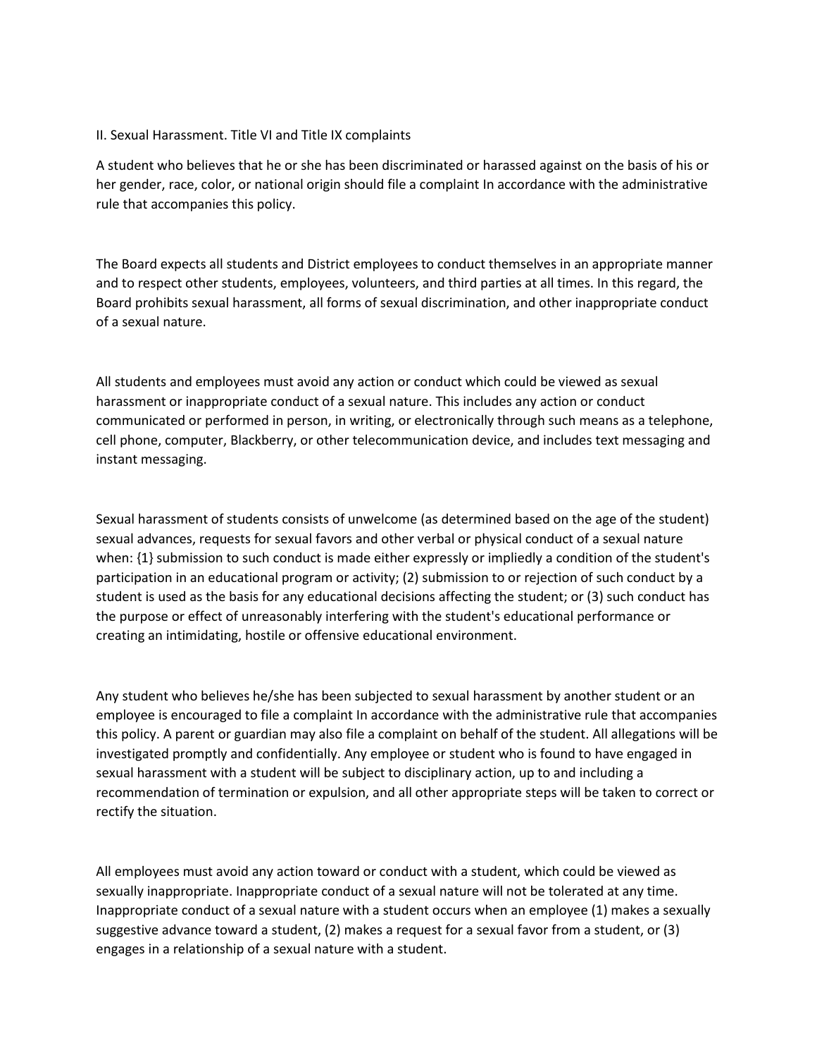## II. Sexual Harassment. Title VI and Title IX complaints

A student who believes that he or she has been discriminated or harassed against on the basis of his or her gender, race, color, or national origin should file a complaint In accordance with the administrative rule that accompanies this policy.

The Board expects all students and District employees to conduct themselves in an appropriate manner and to respect other students, employees, volunteers, and third parties at all times. In this regard, the Board prohibits sexual harassment, all forms of sexual discrimination, and other inappropriate conduct of a sexual nature.

All students and employees must avoid any action or conduct which could be viewed as sexual harassment or inappropriate conduct of a sexual nature. This includes any action or conduct communicated or performed in person, in writing, or electronically through such means as a telephone, cell phone, computer, Blackberry, or other telecommunication device, and includes text messaging and instant messaging.

Sexual harassment of students consists of unwelcome (as determined based on the age of the student) sexual advances, requests for sexual favors and other verbal or physical conduct of a sexual nature when: {1} submission to such conduct is made either expressly or impliedly a condition of the student's participation in an educational program or activity; (2) submission to or rejection of such conduct by a student is used as the basis for any educational decisions affecting the student; or (3) such conduct has the purpose or effect of unreasonably interfering with the student's educational performance or creating an intimidating, hostile or offensive educational environment.

Any student who believes he/she has been subjected to sexual harassment by another student or an employee is encouraged to file a complaint In accordance with the administrative rule that accompanies this policy. A parent or guardian may also file a complaint on behalf of the student. All allegations will be investigated promptly and confidentially. Any employee or student who is found to have engaged in sexual harassment with a student will be subject to disciplinary action, up to and including a recommendation of termination or expulsion, and all other appropriate steps will be taken to correct or rectify the situation.

All employees must avoid any action toward or conduct with a student, which could be viewed as sexually inappropriate. Inappropriate conduct of a sexual nature will not be tolerated at any time. Inappropriate conduct of a sexual nature with a student occurs when an employee (1) makes a sexually suggestive advance toward a student, (2) makes a request for a sexual favor from a student, or (3) engages in a relationship of a sexual nature with a student.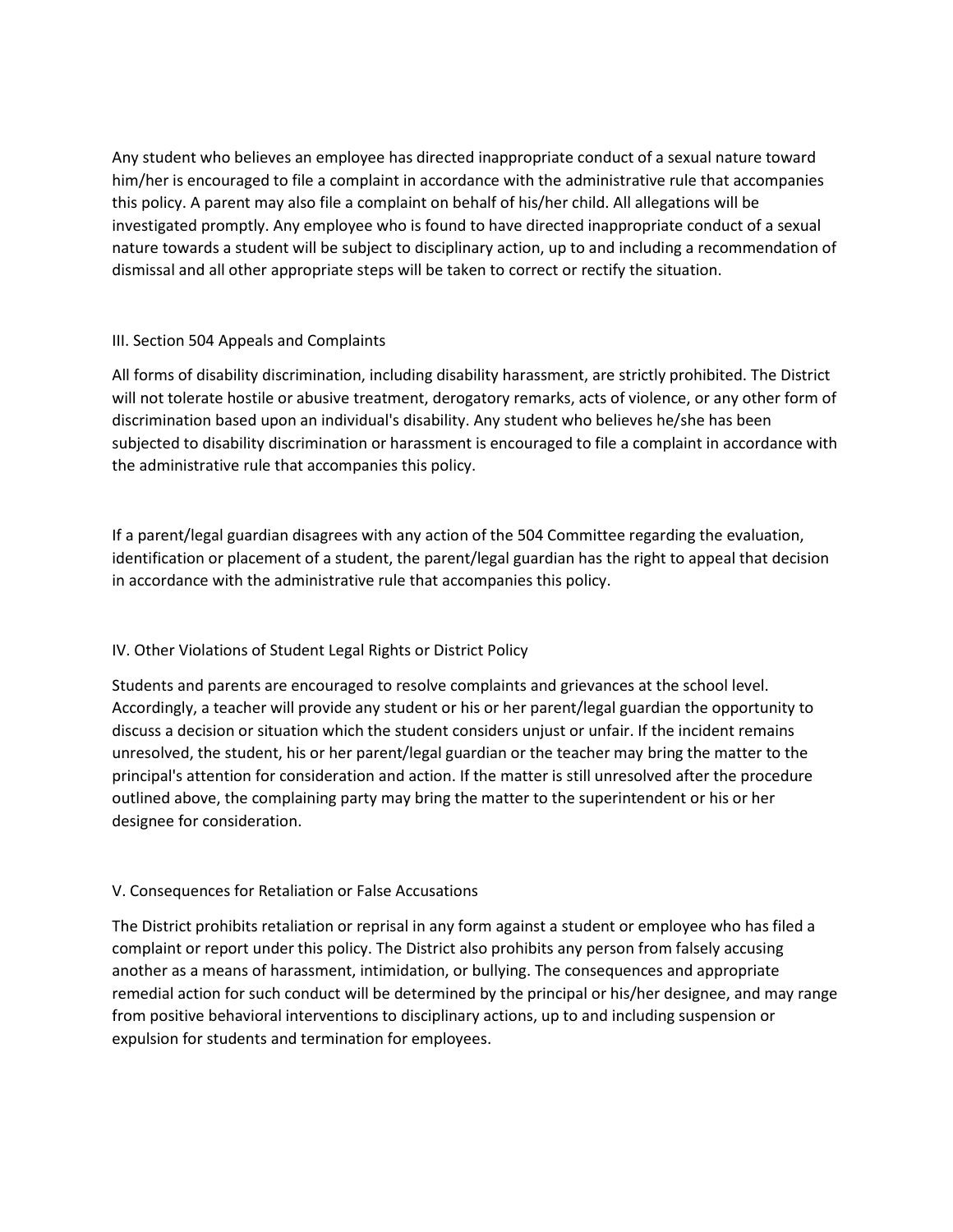Any student who believes an employee has directed inappropriate conduct of a sexual nature toward him/her is encouraged to file a complaint in accordance with the administrative rule that accompanies this policy. A parent may also file a complaint on behalf of his/her child. All allegations will be investigated promptly. Any employee who is found to have directed inappropriate conduct of a sexual nature towards a student will be subject to disciplinary action, up to and including a recommendation of dismissal and all other appropriate steps will be taken to correct or rectify the situation.

### III. Section 504 Appeals and Complaints

All forms of disability discrimination, including disability harassment, are strictly prohibited. The District will not tolerate hostile or abusive treatment, derogatory remarks, acts of violence, or any other form of discrimination based upon an individual's disability. Any student who believes he/she has been subjected to disability discrimination or harassment is encouraged to file a complaint in accordance with the administrative rule that accompanies this policy.

If a parent/legal guardian disagrees with any action of the 504 Committee regarding the evaluation, identification or placement of a student, the parent/legal guardian has the right to appeal that decision in accordance with the administrative rule that accompanies this policy.

### IV. Other Violations of Student Legal Rights or District Policy

Students and parents are encouraged to resolve complaints and grievances at the school level. Accordingly, a teacher will provide any student or his or her parent/legal guardian the opportunity to discuss a decision or situation which the student considers unjust or unfair. If the incident remains unresolved, the student, his or her parent/legal guardian or the teacher may bring the matter to the principal's attention for consideration and action. If the matter is still unresolved after the procedure outlined above, the complaining party may bring the matter to the superintendent or his or her designee for consideration.

### V. Consequences for Retaliation or False Accusations

The District prohibits retaliation or reprisal in any form against a student or employee who has filed a complaint or report under this policy. The District also prohibits any person from falsely accusing another as a means of harassment, intimidation, or bullying. The consequences and appropriate remedial action for such conduct will be determined by the principal or his/her designee, and may range from positive behavioral interventions to disciplinary actions, up to and including suspension or expulsion for students and termination for employees.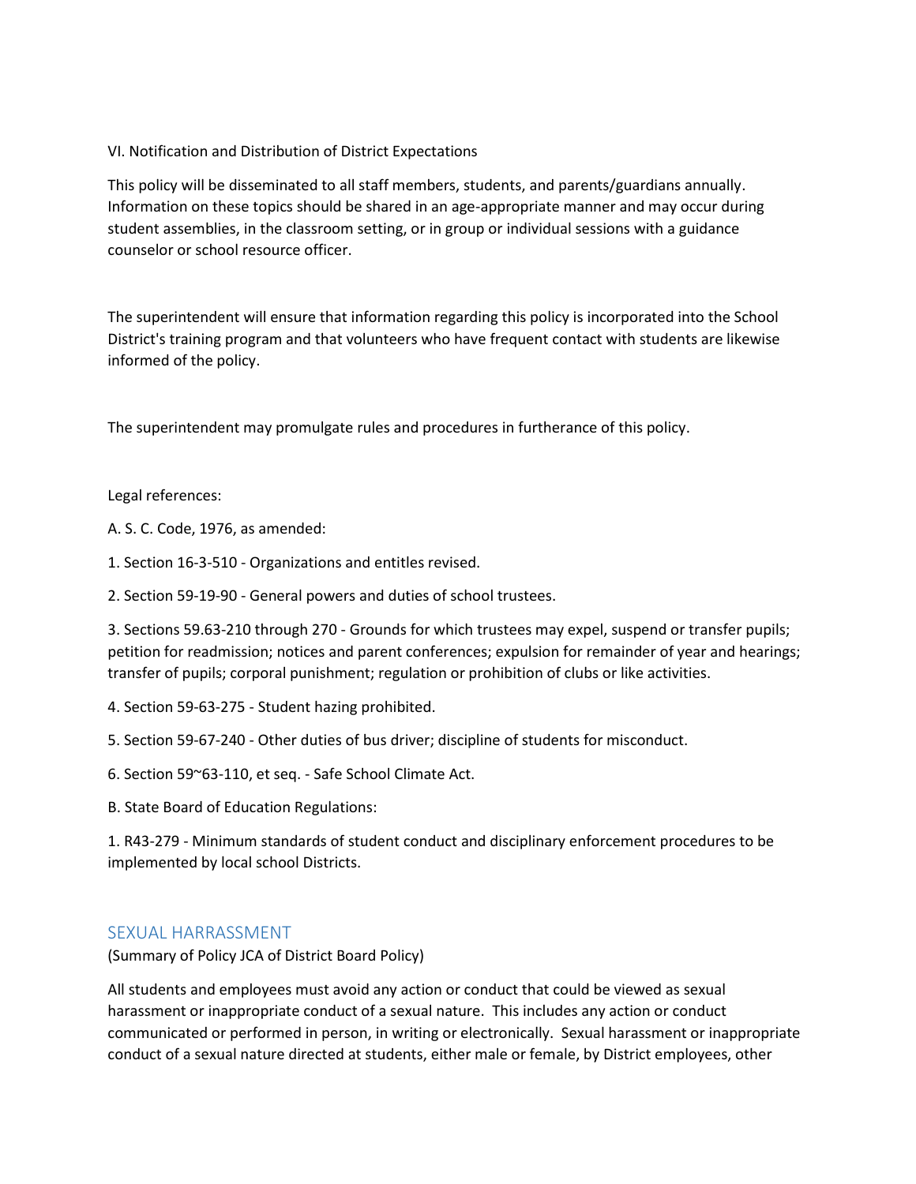VI. Notification and Distribution of District Expectations

This policy will be disseminated to all staff members, students, and parents/guardians annually. Information on these topics should be shared in an age-appropriate manner and may occur during student assemblies, in the classroom setting, or in group or individual sessions with a guidance counselor or school resource officer.

The superintendent will ensure that information regarding this policy is incorporated into the School District's training program and that volunteers who have frequent contact with students are likewise informed of the policy.

The superintendent may promulgate rules and procedures in furtherance of this policy.

Legal references:

A. S. C. Code, 1976, as amended:

1. Section 16-3-510 - Organizations and entitles revised.

2. Section 59-19-90 - General powers and duties of school trustees.

3. Sections 59.63-210 through 270 - Grounds for which trustees may expel, suspend or transfer pupils; petition for readmission; notices and parent conferences; expulsion for remainder of year and hearings; transfer of pupils; corporal punishment; regulation or prohibition of clubs or like activities.

4. Section 59-63-275 - Student hazing prohibited.

5. Section 59-67-240 - Other duties of bus driver; discipline of students for misconduct.

6. Section 59~63-110, et seq. - Safe School Climate Act.

B. State Board of Education Regulations:

1. R43-279 - Minimum standards of student conduct and disciplinary enforcement procedures to be implemented by local school Districts.

## SEXUAL HARRASSMENT

(Summary of Policy JCA of District Board Policy)

All students and employees must avoid any action or conduct that could be viewed as sexual harassment or inappropriate conduct of a sexual nature. This includes any action or conduct communicated or performed in person, in writing or electronically. Sexual harassment or inappropriate conduct of a sexual nature directed at students, either male or female, by District employees, other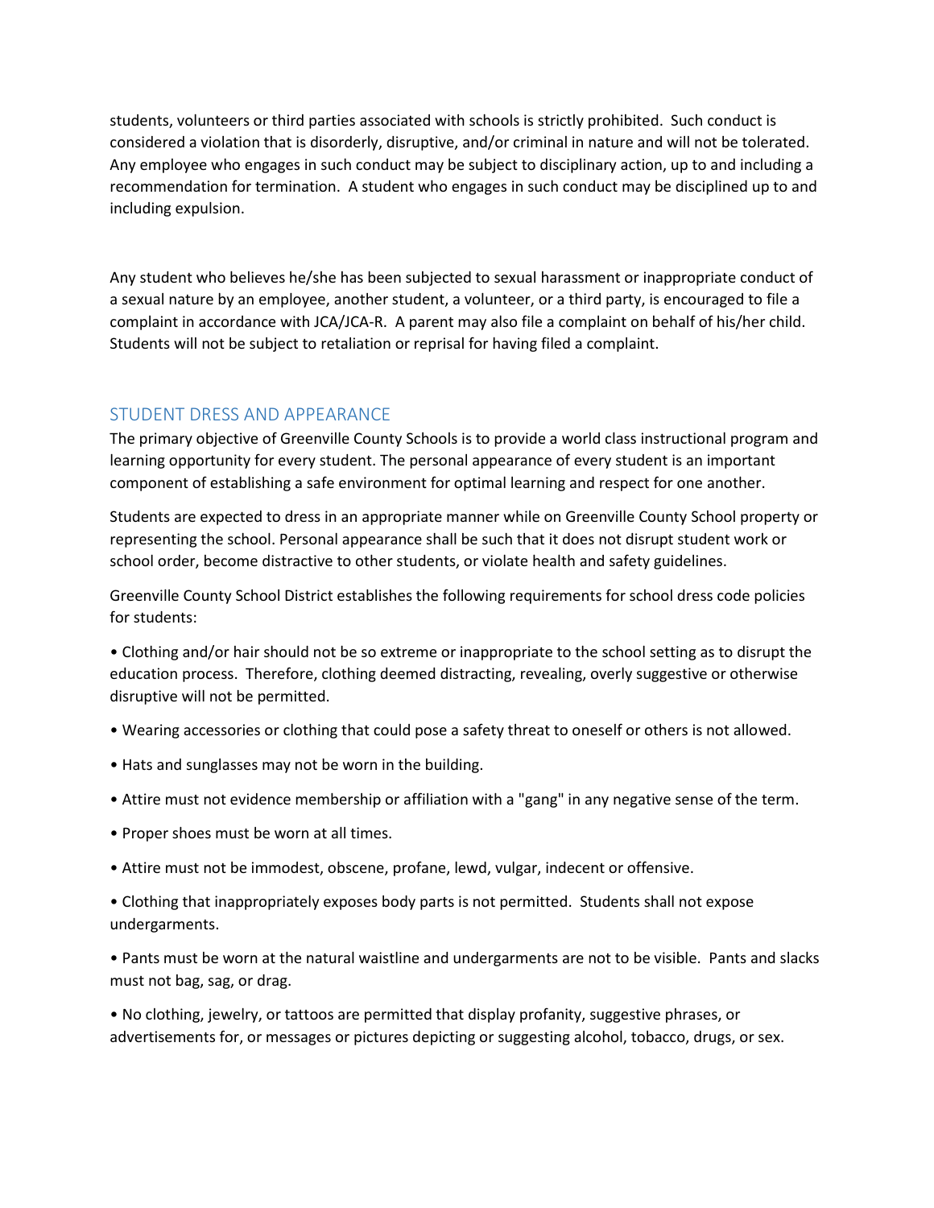students, volunteers or third parties associated with schools is strictly prohibited. Such conduct is considered a violation that is disorderly, disruptive, and/or criminal in nature and will not be tolerated. Any employee who engages in such conduct may be subject to disciplinary action, up to and including a recommendation for termination. A student who engages in such conduct may be disciplined up to and including expulsion.

Any student who believes he/she has been subjected to sexual harassment or inappropriate conduct of a sexual nature by an employee, another student, a volunteer, or a third party, is encouraged to file a complaint in accordance with JCA/JCA-R. A parent may also file a complaint on behalf of his/her child. Students will not be subject to retaliation or reprisal for having filed a complaint.

## STUDENT DRESS AND APPEARANCE

The primary objective of Greenville County Schools is to provide a world class instructional program and learning opportunity for every student. The personal appearance of every student is an important component of establishing a safe environment for optimal learning and respect for one another.

Students are expected to dress in an appropriate manner while on Greenville County School property or representing the school. Personal appearance shall be such that it does not disrupt student work or school order, become distractive to other students, or violate health and safety guidelines.

Greenville County School District establishes the following requirements for school dress code policies for students:

- Clothing and/or hair should not be so extreme or inappropriate to the school setting as to disrupt the education process. Therefore, clothing deemed distracting, revealing, overly suggestive or otherwise disruptive will not be permitted.
- Wearing accessories or clothing that could pose a safety threat to oneself or others is not allowed.
- Hats and sunglasses may not be worn in the building.
- Attire must not evidence membership or affiliation with a "gang" in any negative sense of the term.
- Proper shoes must be worn at all times.
- Attire must not be immodest, obscene, profane, lewd, vulgar, indecent or offensive.
- Clothing that inappropriately exposes body parts is not permitted. Students shall not expose undergarments.
- Pants must be worn at the natural waistline and undergarments are not to be visible. Pants and slacks must not bag, sag, or drag.
- No clothing, jewelry, or tattoos are permitted that display profanity, suggestive phrases, or advertisements for, or messages or pictures depicting or suggesting alcohol, tobacco, drugs, or sex.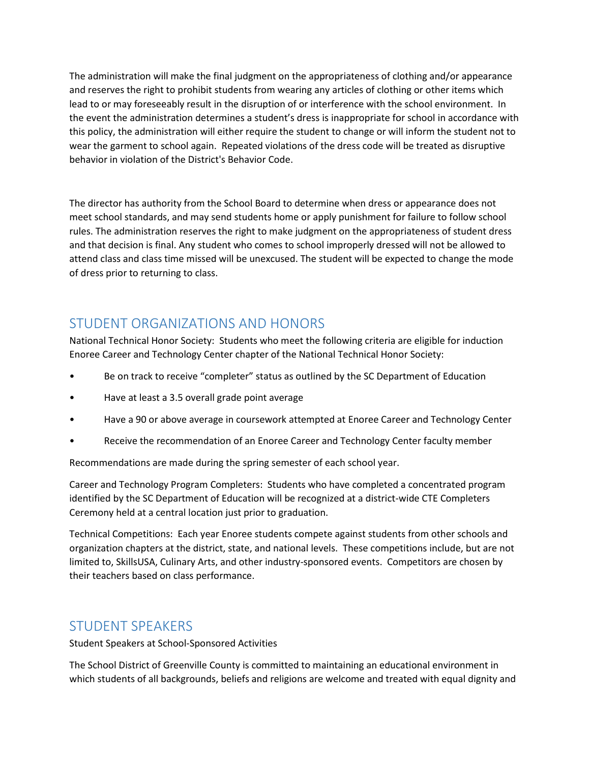The administration will make the final judgment on the appropriateness of clothing and/or appearance and reserves the right to prohibit students from wearing any articles of clothing or other items which lead to or may foreseeably result in the disruption of or interference with the school environment. In the event the administration determines a student's dress is inappropriate for school in accordance with this policy, the administration will either require the student to change or will inform the student not to wear the garment to school again. Repeated violations of the dress code will be treated as disruptive behavior in violation of the District's Behavior Code.

The director has authority from the School Board to determine when dress or appearance does not meet school standards, and may send students home or apply punishment for failure to follow school rules. The administration reserves the right to make judgment on the appropriateness of student dress and that decision is final. Any student who comes to school improperly dressed will not be allowed to attend class and class time missed will be unexcused. The student will be expected to change the mode of dress prior to returning to class.

## STUDENT ORGANIZATIONS AND HONORS

National Technical Honor Society: Students who meet the following criteria are eligible for induction Enoree Career and Technology Center chapter of the National Technical Honor Society:

- Be on track to receive "completer" status as outlined by the SC Department of Education
- Have at least a 3.5 overall grade point average
- Have a 90 or above average in coursework attempted at Enoree Career and Technology Center
- Receive the recommendation of an Enoree Career and Technology Center faculty member

Recommendations are made during the spring semester of each school year.

Career and Technology Program Completers: Students who have completed a concentrated program identified by the SC Department of Education will be recognized at a district-wide CTE Completers Ceremony held at a central location just prior to graduation.

Technical Competitions: Each year Enoree students compete against students from other schools and organization chapters at the district, state, and national levels. These competitions include, but are not limited to, SkillsUSA, Culinary Arts, and other industry-sponsored events. Competitors are chosen by their teachers based on class performance.

## STUDENT SPEAKERS

Student Speakers at School-Sponsored Activities

The School District of Greenville County is committed to maintaining an educational environment in which students of all backgrounds, beliefs and religions are welcome and treated with equal dignity and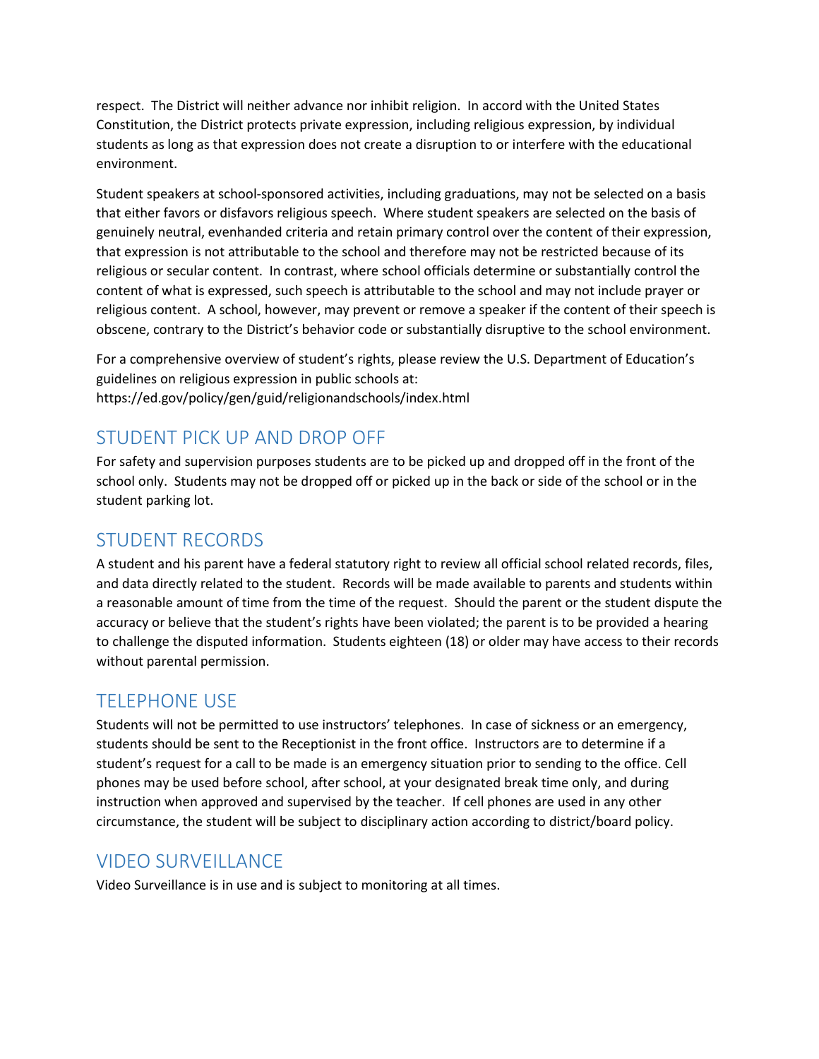respect. The District will neither advance nor inhibit religion. In accord with the United States Constitution, the District protects private expression, including religious expression, by individual students as long as that expression does not create a disruption to or interfere with the educational environment.

Student speakers at school-sponsored activities, including graduations, may not be selected on a basis that either favors or disfavors religious speech. Where student speakers are selected on the basis of genuinely neutral, evenhanded criteria and retain primary control over the content of their expression, that expression is not attributable to the school and therefore may not be restricted because of its religious or secular content. In contrast, where school officials determine or substantially control the content of what is expressed, such speech is attributable to the school and may not include prayer or religious content. A school, however, may prevent or remove a speaker if the content of their speech is obscene, contrary to the District's behavior code or substantially disruptive to the school environment.

For a comprehensive overview of student's rights, please review the U.S. Department of Education's guidelines on religious expression in public schools at:
https://ed.gov/policy/gen/guid/religionandschools/index.html

## STUDENT PICK UP AND DROP OFF

For safety and supervision purposes students are to be picked up and dropped off in the front of the school only. Students may not be dropped off or picked up in the back or side of the school or in the student parking lot.

## STUDENT RECORDS

A student and his parent have a federal statutory right to review all official school related records, files, and data directly related to the student. Records will be made available to parents and students within a reasonable amount of time from the time of the request. Should the parent or the student dispute the accuracy or believe that the student's rights have been violated; the parent is to be provided a hearing to challenge the disputed information. Students eighteen (18) or older may have access to their records without parental permission.

## TELEPHONE USE

Students will not be permitted to use instructors' telephones. In case of sickness or an emergency, students should be sent to the Receptionist in the front office. Instructors are to determine if a student's request for a call to be made is an emergency situation prior to sending to the office. Cell phones may be used before school, after school, at your designated break time only, and during instruction when approved and supervised by the teacher. If cell phones are used in any other circumstance, the student will be subject to disciplinary action according to district/board policy.

## VIDEO SURVEILLANCE

Video Surveillance is in use and is subject to monitoring at all times.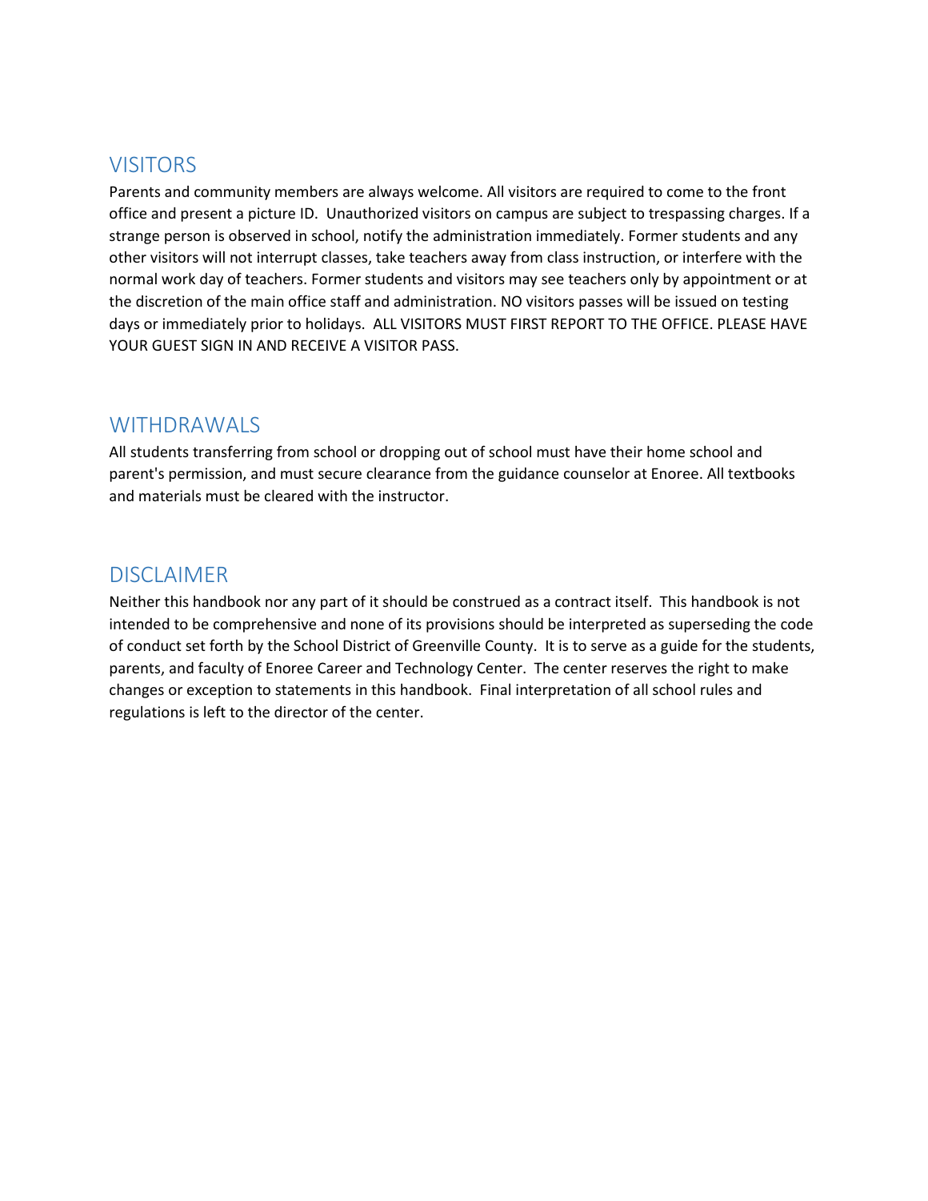## VISITORS

Parents and community members are always welcome. All visitors are required to come to the front office and present a picture ID. Unauthorized visitors on campus are subject to trespassing charges. If a strange person is observed in school, notify the administration immediately. Former students and any other visitors will not interrupt classes, take teachers away from class instruction, or interfere with the normal work day of teachers. Former students and visitors may see teachers only by appointment or at the discretion of the main office staff and administration. NO visitors passes will be issued on testing days or immediately prior to holidays. ALL VISITORS MUST FIRST REPORT TO THE OFFICE. PLEASE HAVE YOUR GUEST SIGN IN AND RECEIVE A VISITOR PASS.

## WITHDRAWALS

All students transferring from school or dropping out of school must have their home school and parent's permission, and must secure clearance from the guidance counselor at Enoree. All textbooks and materials must be cleared with the instructor.

## DISCLAIMER

Neither this handbook nor any part of it should be construed as a contract itself. This handbook is not intended to be comprehensive and none of its provisions should be interpreted as superseding the code of conduct set forth by the School District of Greenville County. It is to serve as a guide for the students, parents, and faculty of Enoree Career and Technology Center. The center reserves the right to make changes or exception to statements in this handbook. Final interpretation of all school rules and regulations is left to the director of the center.